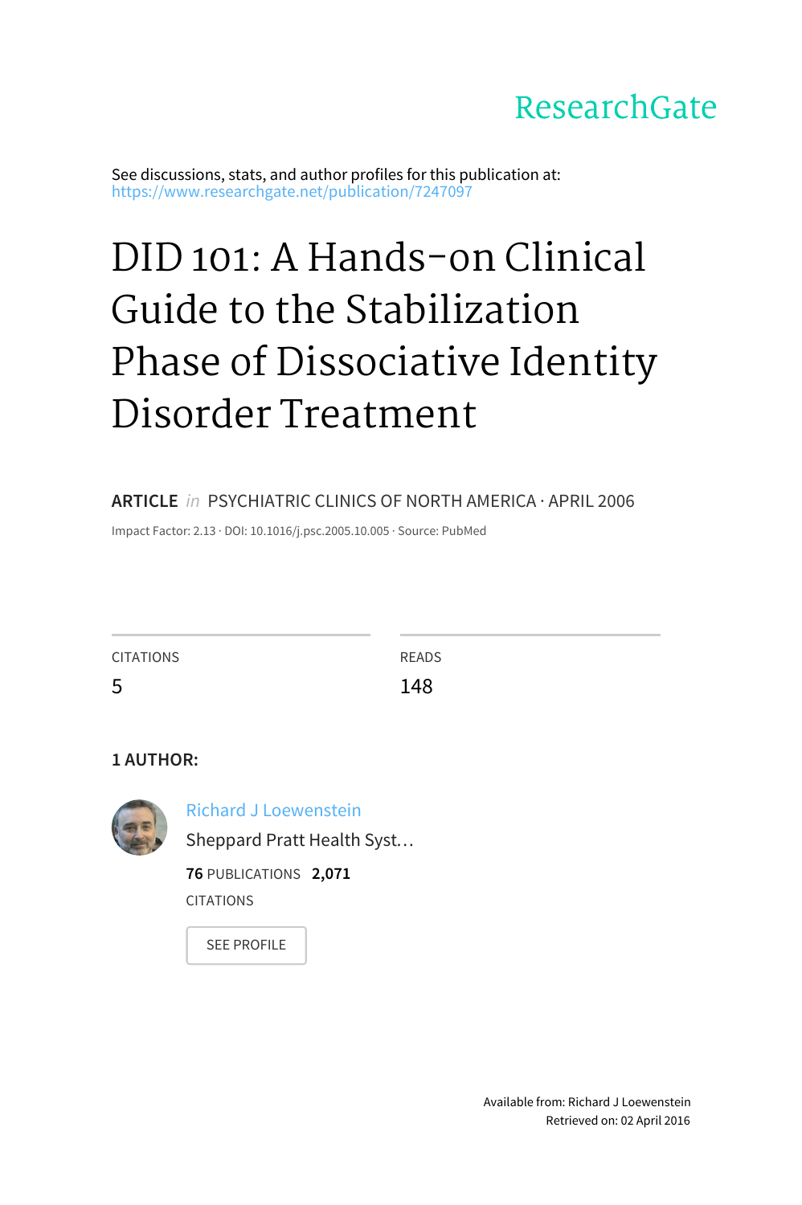ResearchGate

See discussions, stats, and author profiles for this publication at: https://www.researchgate.net/publication/7247097

# DID 101: A Hands-on Clinical Guide to the Stabilization Phase of Dissociative Identity Disorder Treatment

**ARTICLE** *in* PSYCHIATRIC CLINICS OF NORTH AMERICA · APRIL 2006

Impact Factor: 2.13 · DOI: 10.1016/j.psc.2005.10.005 · Source: PubMed

CITATIONS
5

READS
148

**1 AUTHOR:**

Richard J Loewenstein
Sheppard Pratt Health Syst…

**76** PUBLICATIONS **2,071** CITATIONS

SEE PROFILE

Available from: Richard J Loewenstein
Retrieved on: 02 April 2016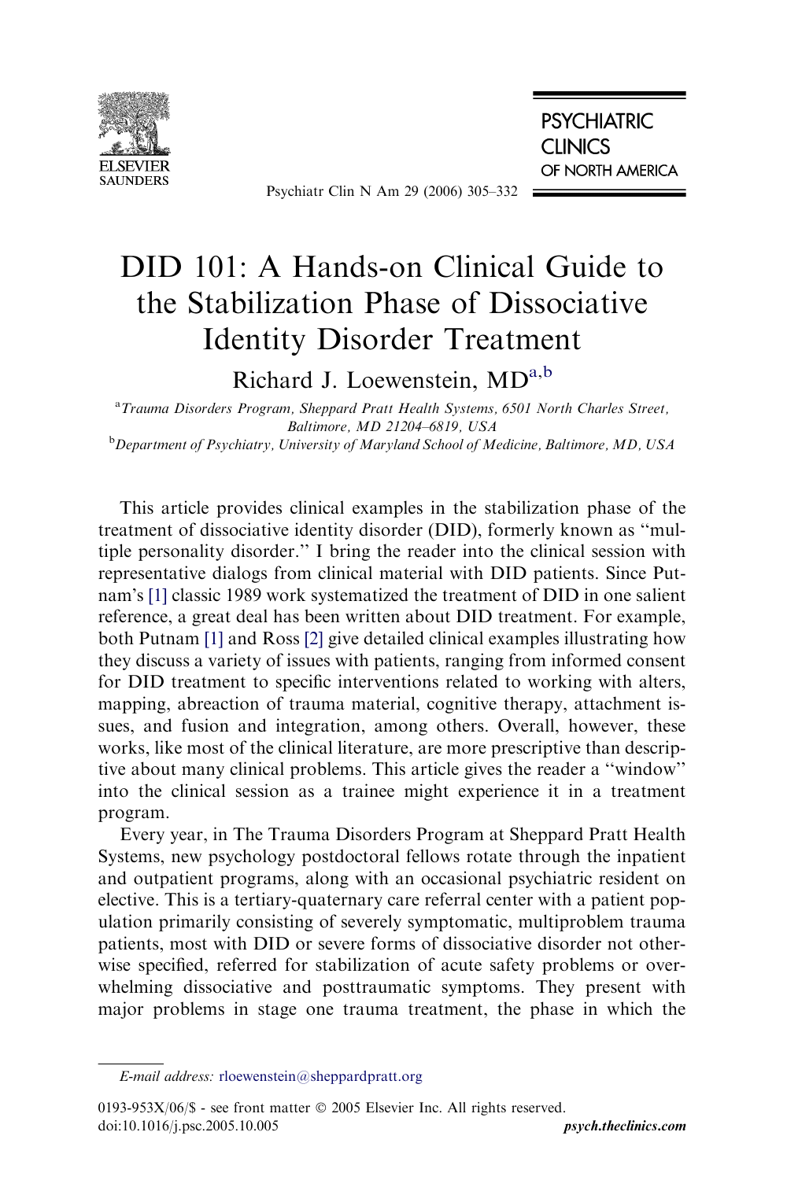# DID 101: A Hands-on Clinical Guide to the Stabilization Phase of Dissociative Identity Disorder Treatment

Richard J. Loewenstein, MD[a,b]

[a]Trauma Disorders Program, Sheppard Pratt Health Systems, 6501 North Charles Street, Baltimore, MD 21204–6819, USA

[b]Department of Psychiatry, University of Maryland School of Medicine, Baltimore, MD, USA

This article provides clinical examples in the stabilization phase of the treatment of dissociative identity disorder (DID), formerly known as "multiple personality disorder." I bring the reader into the clinical session with representative dialogs from clinical material with DID patients. Since Putnam's [1] classic 1989 work systematized the treatment of DID in one salient reference, a great deal has been written about DID treatment. For example, both Putnam [1] and Ross [2] give detailed clinical examples illustrating how they discuss a variety of issues with patients, ranging from informed consent for DID treatment to specific interventions related to working with alters, mapping, abreaction of trauma material, cognitive therapy, attachment issues, and fusion and integration, among others. Overall, however, these works, like most of the clinical literature, are more prescriptive than descriptive about many clinical problems. This article gives the reader a "window" into the clinical session as a trainee might experience it in a treatment program.

Every year, in The Trauma Disorders Program at Sheppard Pratt Health Systems, new psychology postdoctoral fellows rotate through the inpatient and outpatient programs, along with an occasional psychiatric resident on elective. This is a tertiary-quaternary care referral center with a patient population primarily consisting of severely symptomatic, multiproblem trauma patients, most with DID or severe forms of dissociative disorder not otherwise specified, referred for stabilization of acute safety problems or overwhelming dissociative and posttraumatic symptoms. They present with major problems in stage one trauma treatment, the phase in which the

*E-mail address:* rloewenstein@sheppardpratt.org

0193-953X/06/$ - see front matter © 2005 Elsevier Inc. All rights reserved.
doi:10.1016/j.psc.2005.10.005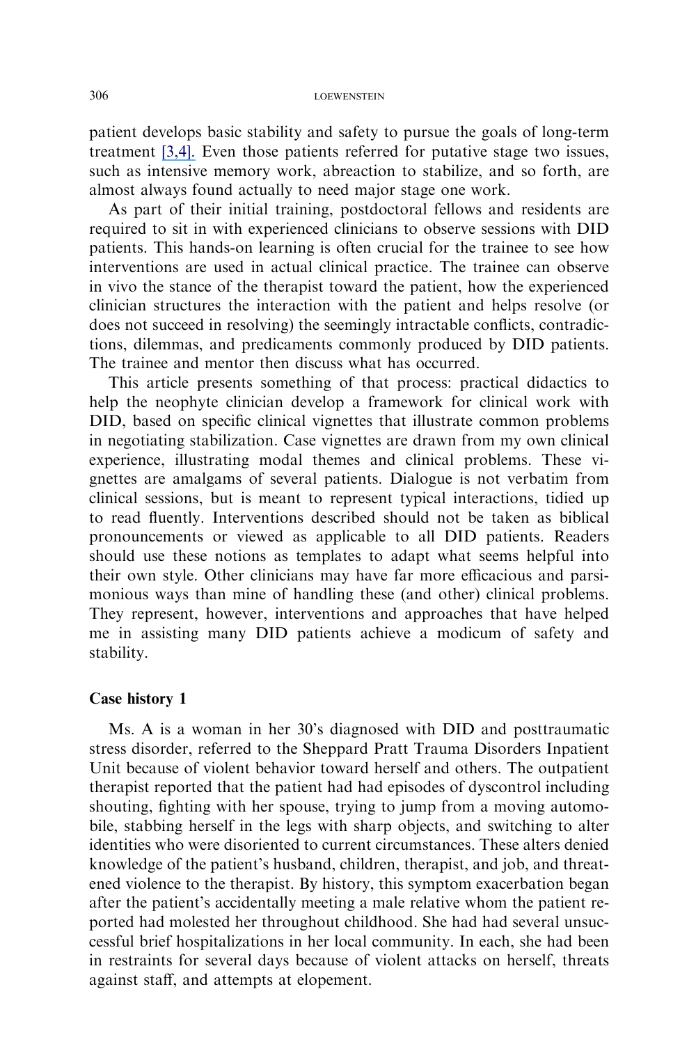patient develops basic stability and safety to pursue the goals of long-term treatment [3,4]. Even those patients referred for putative stage two issues, such as intensive memory work, abreaction to stabilize, and so forth, are almost always found actually to need major stage one work.

As part of their initial training, postdoctoral fellows and residents are required to sit in with experienced clinicians to observe sessions with DID patients. This hands-on learning is often crucial for the trainee to see how interventions are used in actual clinical practice. The trainee can observe in vivo the stance of the therapist toward the patient, how the experienced clinician structures the interaction with the patient and helps resolve (or does not succeed in resolving) the seemingly intractable conflicts, contradictions, dilemmas, and predicaments commonly produced by DID patients. The trainee and mentor then discuss what has occurred.

This article presents something of that process: practical didactics to help the neophyte clinician develop a framework for clinical work with DID, based on specific clinical vignettes that illustrate common problems in negotiating stabilization. Case vignettes are drawn from my own clinical experience, illustrating modal themes and clinical problems. These vignettes are amalgams of several patients. Dialogue is not verbatim from clinical sessions, but is meant to represent typical interactions, tidied up to read fluently. Interventions described should not be taken as biblical pronouncements or viewed as applicable to all DID patients. Readers should use these notions as templates to adapt what seems helpful into their own style. Other clinicians may have far more efficacious and parsimonious ways than mine of handling these (and other) clinical problems. They represent, however, interventions and approaches that have helped me in assisting many DID patients achieve a modicum of safety and stability.

## Case history 1

Ms. A is a woman in her 30's diagnosed with DID and posttraumatic stress disorder, referred to the Sheppard Pratt Trauma Disorders Inpatient Unit because of violent behavior toward herself and others. The outpatient therapist reported that the patient had had episodes of dyscontrol including shouting, fighting with her spouse, trying to jump from a moving automobile, stabbing herself in the legs with sharp objects, and switching to alter identities who were disoriented to current circumstances. These alters denied knowledge of the patient's husband, children, therapist, and job, and threatened violence to the therapist. By history, this symptom exacerbation began after the patient's accidentally meeting a male relative whom the patient reported had molested her throughout childhood. She had had several unsuccessful brief hospitalizations in her local community. In each, she had been in restraints for several days because of violent attacks on herself, threats against staff, and attempts at elopement.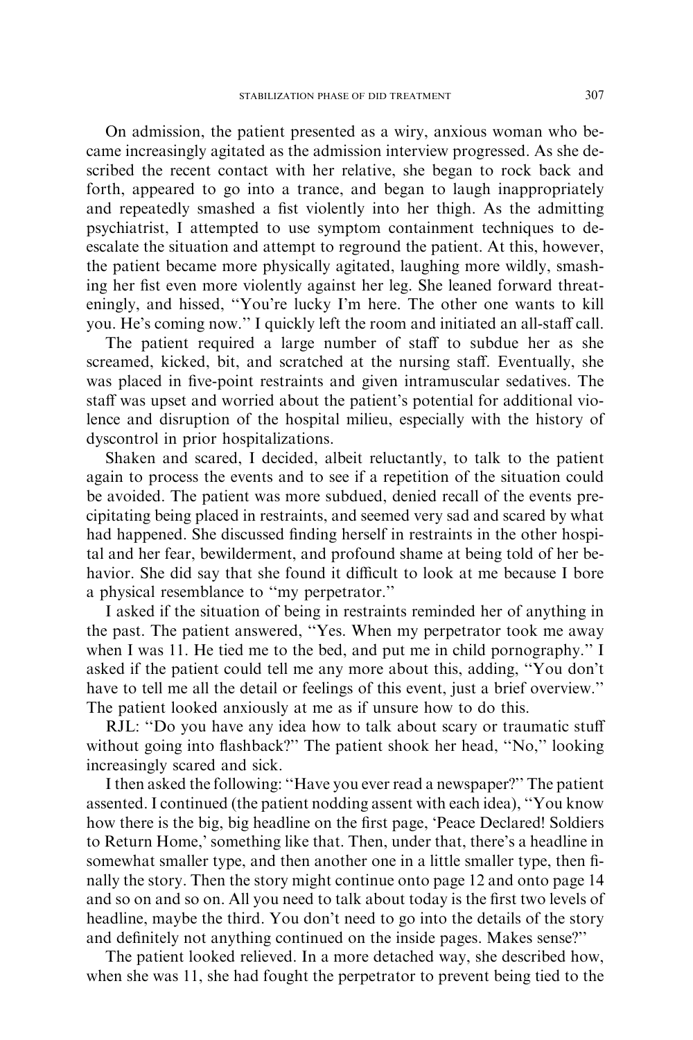On admission, the patient presented as a wiry, anxious woman who became increasingly agitated as the admission interview progressed. As she described the recent contact with her relative, she began to rock back and forth, appeared to go into a trance, and began to laugh inappropriately and repeatedly smashed a fist violently into her thigh. As the admitting psychiatrist, I attempted to use symptom containment techniques to de-escalate the situation and attempt to reground the patient. At this, however, the patient became more physically agitated, laughing more wildly, smashing her fist even more violently against her leg. She leaned forward threateningly, and hissed, "You're lucky I'm here. The other one wants to kill you. He's coming now." I quickly left the room and initiated an all-staff call.

The patient required a large number of staff to subdue her as she screamed, kicked, bit, and scratched at the nursing staff. Eventually, she was placed in five-point restraints and given intramuscular sedatives. The staff was upset and worried about the patient's potential for additional violence and disruption of the hospital milieu, especially with the history of dyscontrol in prior hospitalizations.

Shaken and scared, I decided, albeit reluctantly, to talk to the patient again to process the events and to see if a repetition of the situation could be avoided. The patient was more subdued, denied recall of the events precipitating being placed in restraints, and seemed very sad and scared by what had happened. She discussed finding herself in restraints in the other hospital and her fear, bewilderment, and profound shame at being told of her behavior. She did say that she found it difficult to look at me because I bore a physical resemblance to "my perpetrator."

I asked if the situation of being in restraints reminded her of anything in the past. The patient answered, "Yes. When my perpetrator took me away when I was 11. He tied me to the bed, and put me in child pornography." I asked if the patient could tell me any more about this, adding, "You don't have to tell me all the detail or feelings of this event, just a brief overview." The patient looked anxiously at me as if unsure how to do this.

RJL: "Do you have any idea how to talk about scary or traumatic stuff without going into flashback?" The patient shook her head, "No," looking increasingly scared and sick.

I then asked the following: "Have you ever read a newspaper?" The patient assented. I continued (the patient nodding assent with each idea), "You know how there is the big, big headline on the first page, 'Peace Declared! Soldiers to Return Home,' something like that. Then, under that, there's a headline in somewhat smaller type, and then another one in a little smaller type, then finally the story. Then the story might continue onto page 12 and onto page 14 and so on and so on. All you need to talk about today is the first two levels of headline, maybe the third. You don't need to go into the details of the story and definitely not anything continued on the inside pages. Makes sense?"

The patient looked relieved. In a more detached way, she described how, when she was 11, she had fought the perpetrator to prevent being tied to the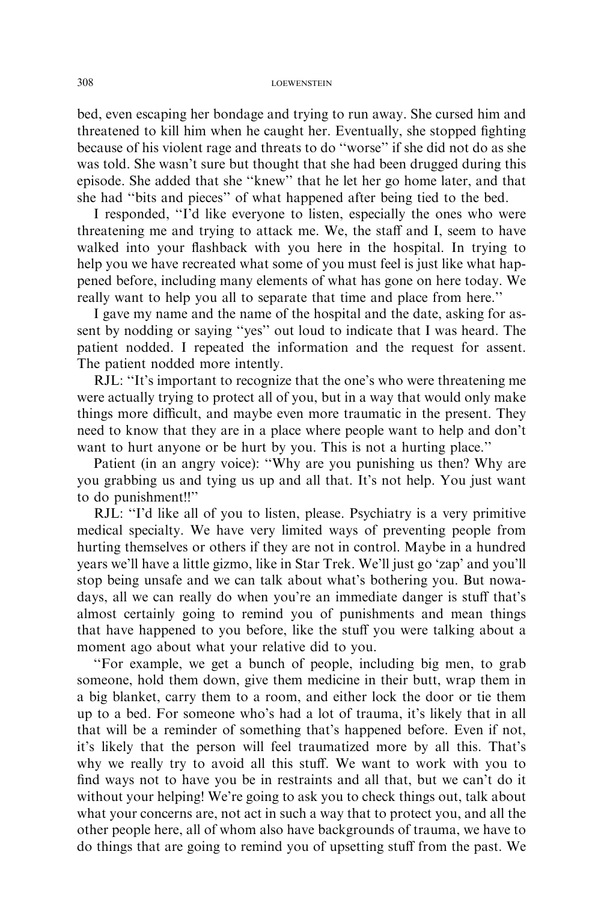bed, even escaping her bondage and trying to run away. She cursed him and threatened to kill him when he caught her. Eventually, she stopped fighting because of his violent rage and threats to do ''worse'' if she did not do as she was told. She wasn't sure but thought that she had been drugged during this episode. She added that she ''knew'' that he let her go home later, and that she had ''bits and pieces'' of what happened after being tied to the bed.

I responded, ''I'd like everyone to listen, especially the ones who were threatening me and trying to attack me. We, the staff and I, seem to have walked into your flashback with you here in the hospital. In trying to help you we have recreated what some of you must feel is just like what happened before, including many elements of what has gone on here today. We really want to help you all to separate that time and place from here.''

I gave my name and the name of the hospital and the date, asking for assent by nodding or saying ''yes'' out loud to indicate that I was heard. The patient nodded. I repeated the information and the request for assent. The patient nodded more intently.

RJL: ''It's important to recognize that the one's who were threatening me were actually trying to protect all of you, but in a way that would only make things more difficult, and maybe even more traumatic in the present. They need to know that they are in a place where people want to help and don't want to hurt anyone or be hurt by you. This is not a hurting place.''

Patient (in an angry voice): ''Why are you punishing us then? Why are you grabbing us and tying us up and all that. It's not help. You just want to do punishment!!''

RJL: ''I'd like all of you to listen, please. Psychiatry is a very primitive medical specialty. We have very limited ways of preventing people from hurting themselves or others if they are not in control. Maybe in a hundred years we'll have a little gizmo, like in Star Trek. We'll just go 'zap' and you'll stop being unsafe and we can talk about what's bothering you. But nowadays, all we can really do when you're an immediate danger is stuff that's almost certainly going to remind you of punishments and mean things that have happened to you before, like the stuff you were talking about a moment ago about what your relative did to you.

''For example, we get a bunch of people, including big men, to grab someone, hold them down, give them medicine in their butt, wrap them in a big blanket, carry them to a room, and either lock the door or tie them up to a bed. For someone who's had a lot of trauma, it's likely that in all that will be a reminder of something that's happened before. Even if not, it's likely that the person will feel traumatized more by all this. That's why we really try to avoid all this stuff. We want to work with you to find ways not to have you be in restraints and all that, but we can't do it without your helping! We're going to ask you to check things out, talk about what your concerns are, not act in such a way that to protect you, and all the other people here, all of whom also have backgrounds of trauma, we have to do things that are going to remind you of upsetting stuff from the past. We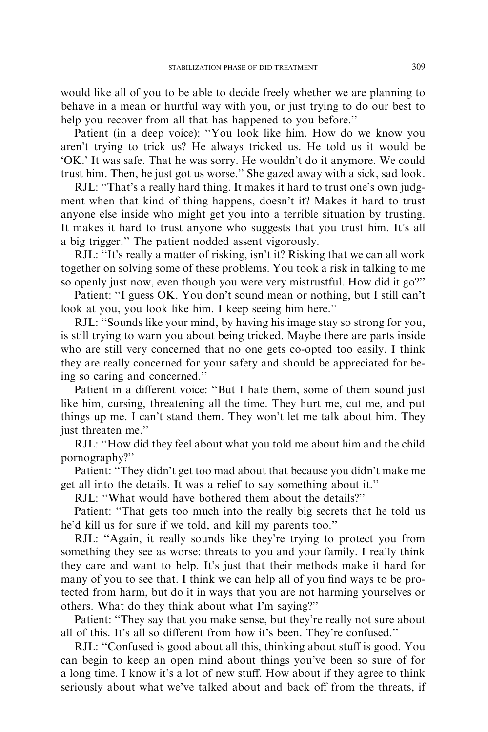would like all of you to be able to decide freely whether we are planning to behave in a mean or hurtful way with you, or just trying to do our best to help you recover from all that has happened to you before."

Patient (in a deep voice): "You look like him. How do we know you aren't trying to trick us? He always tricked us. He told us it would be 'OK.' It was safe. That he was sorry. He wouldn't do it anymore. We could trust him. Then, he just got us worse." She gazed away with a sick, sad look.

RJL: "That's a really hard thing. It makes it hard to trust one's own judgment when that kind of thing happens, doesn't it? Makes it hard to trust anyone else inside who might get you into a terrible situation by trusting. It makes it hard to trust anyone who suggests that you trust him. It's all a big trigger." The patient nodded assent vigorously.

RJL: "It's really a matter of risking, isn't it? Risking that we can all work together on solving some of these problems. You took a risk in talking to me so openly just now, even though you were very mistrustful. How did it go?"

Patient: "I guess OK. You don't sound mean or nothing, but I still can't look at you, you look like him. I keep seeing him here."

RJL: "Sounds like your mind, by having his image stay so strong for you, is still trying to warn you about being tricked. Maybe there are parts inside who are still very concerned that no one gets co-opted too easily. I think they are really concerned for your safety and should be appreciated for being so caring and concerned."

Patient in a different voice: "But I hate them, some of them sound just like him, cursing, threatening all the time. They hurt me, cut me, and put things up me. I can't stand them. They won't let me talk about him. They just threaten me."

RJL: "How did they feel about what you told me about him and the child pornography?"

Patient: "They didn't get too mad about that because you didn't make me get all into the details. It was a relief to say something about it."

RJL: "What would have bothered them about the details?"

Patient: "That gets too much into the really big secrets that he told us he'd kill us for sure if we told, and kill my parents too."

RJL: "Again, it really sounds like they're trying to protect you from something they see as worse: threats to you and your family. I really think they care and want to help. It's just that their methods make it hard for many of you to see that. I think we can help all of you find ways to be protected from harm, but do it in ways that you are not harming yourselves or others. What do they think about what I'm saying?"

Patient: "They say that you make sense, but they're really not sure about all of this. It's all so different from how it's been. They're confused."

RJL: "Confused is good about all this, thinking about stuff is good. You can begin to keep an open mind about things you've been so sure of for a long time. I know it's a lot of new stuff. How about if they agree to think seriously about what we've talked about and back off from the threats, if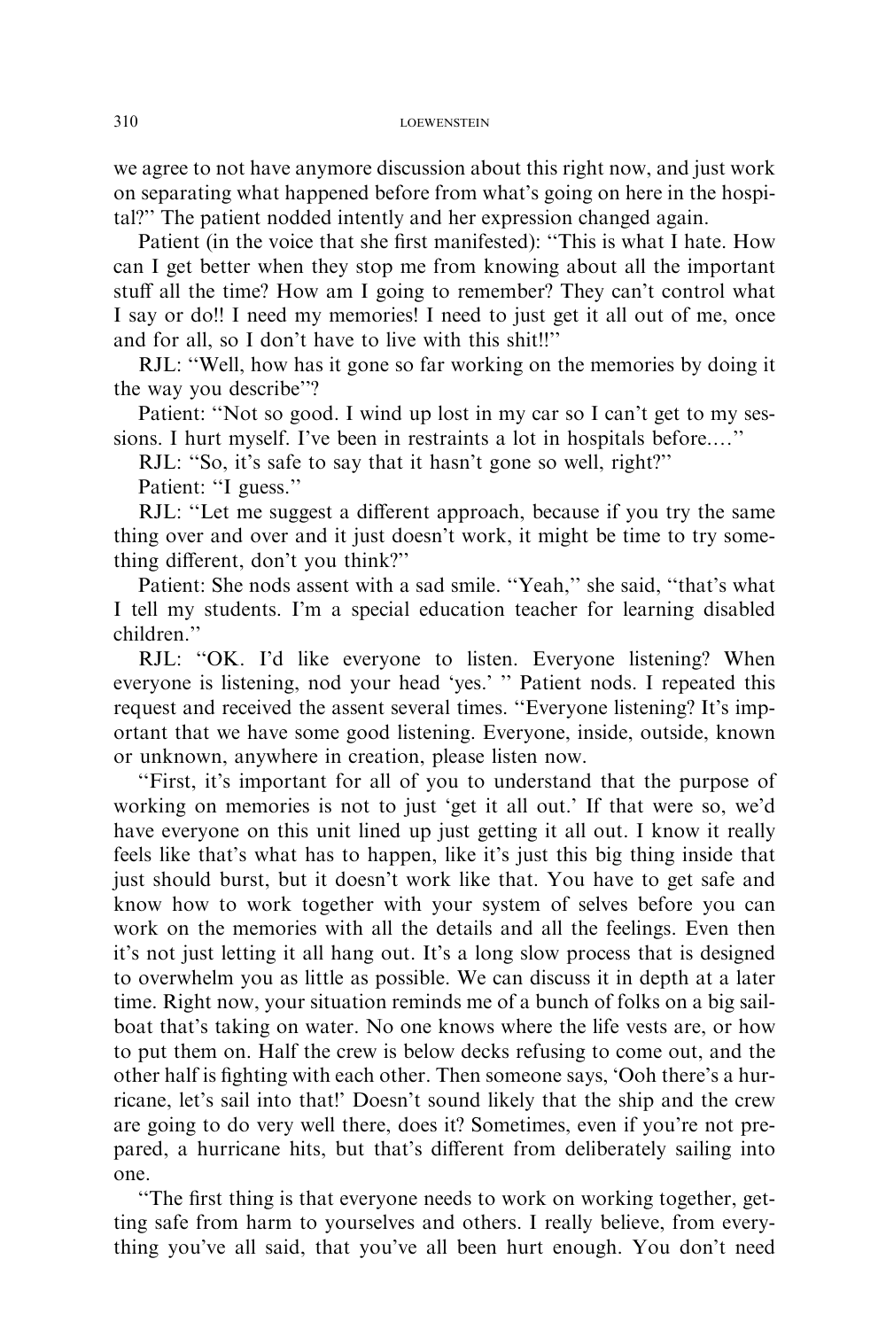we agree to not have anymore discussion about this right now, and just work on separating what happened before from what's going on here in the hospital?'' The patient nodded intently and her expression changed again.

Patient (in the voice that she first manifested): ''This is what I hate. How can I get better when they stop me from knowing about all the important stuff all the time? How am I going to remember? They can't control what I say or do!! I need my memories! I need to just get it all out of me, once and for all, so I don't have to live with this shit!!''

RJL: ''Well, how has it gone so far working on the memories by doing it the way you describe''?

Patient: ''Not so good. I wind up lost in my car so I can't get to my sessions. I hurt myself. I've been in restraints a lot in hospitals before....''

RJL: ''So, it's safe to say that it hasn't gone so well, right?''

Patient: ''I guess.''

RJL: ''Let me suggest a different approach, because if you try the same thing over and over and it just doesn't work, it might be time to try something different, don't you think?''

Patient: She nods assent with a sad smile. ''Yeah,'' she said, ''that's what I tell my students. I'm a special education teacher for learning disabled children.''

RJL: ''OK. I'd like everyone to listen. Everyone listening? When everyone is listening, nod your head 'yes.' '' Patient nods. I repeated this request and received the assent several times. ''Everyone listening? It's important that we have some good listening. Everyone, inside, outside, known or unknown, anywhere in creation, please listen now.

''First, it's important for all of you to understand that the purpose of working on memories is not to just 'get it all out.' If that were so, we'd have everyone on this unit lined up just getting it all out. I know it really feels like that's what has to happen, like it's just this big thing inside that just should burst, but it doesn't work like that. You have to get safe and know how to work together with your system of selves before you can work on the memories with all the details and all the feelings. Even then it's not just letting it all hang out. It's a long slow process that is designed to overwhelm you as little as possible. We can discuss it in depth at a later time. Right now, your situation reminds me of a bunch of folks on a big sailboat that's taking on water. No one knows where the life vests are, or how to put them on. Half the crew is below decks refusing to come out, and the other half is fighting with each other. Then someone says, 'Ooh there's a hurricane, let's sail into that!' Doesn't sound likely that the ship and the crew are going to do very well there, does it? Sometimes, even if you're not prepared, a hurricane hits, but that's different from deliberately sailing into one.

''The first thing is that everyone needs to work on working together, getting safe from harm to yourselves and others. I really believe, from everything you've all said, that you've all been hurt enough. You don't need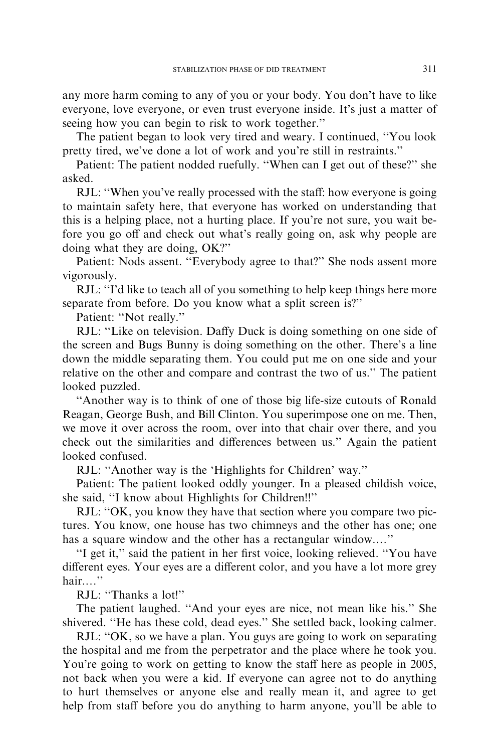any more harm coming to any of you or your body. You don't have to like everyone, love everyone, or even trust everyone inside. It's just a matter of seeing how you can begin to risk to work together."

The patient began to look very tired and weary. I continued, "You look pretty tired, we've done a lot of work and you're still in restraints."

Patient: The patient nodded ruefully. "When can I get out of these?" she asked.

RJL: "When you've really processed with the staff: how everyone is going to maintain safety here, that everyone has worked on understanding that this is a helping place, not a hurting place. If you're not sure, you wait before you go off and check out what's really going on, ask why people are doing what they are doing, OK?"

Patient: Nods assent. "Everybody agree to that?" She nods assent more vigorously.

RJL: "I'd like to teach all of you something to help keep things here more separate from before. Do you know what a split screen is?"

Patient: "Not really."

RJL: "Like on television. Daffy Duck is doing something on one side of the screen and Bugs Bunny is doing something on the other. There's a line down the middle separating them. You could put me on one side and your relative on the other and compare and contrast the two of us." The patient looked puzzled.

"Another way is to think of one of those big life-size cutouts of Ronald Reagan, George Bush, and Bill Clinton. You superimpose one on me. Then, we move it over across the room, over into that chair over there, and you check out the similarities and differences between us." Again the patient looked confused.

RJL: "Another way is the 'Highlights for Children' way."

Patient: The patient looked oddly younger. In a pleased childish voice, she said, "I know about Highlights for Children!!"

RJL: "OK, you know they have that section where you compare two pictures. You know, one house has two chimneys and the other has one; one has a square window and the other has a rectangular window...."

"I get it," said the patient in her first voice, looking relieved. "You have different eyes. Your eyes are a different color, and you have a lot more grey hair...."

RJL: "Thanks a lot!"

The patient laughed. "And your eyes are nice, not mean like his." She shivered. "He has these cold, dead eyes." She settled back, looking calmer.

RJL: "OK, so we have a plan. You guys are going to work on separating the hospital and me from the perpetrator and the place where he took you. You're going to work on getting to know the staff here as people in 2005, not back when you were a kid. If everyone can agree not to do anything to hurt themselves or anyone else and really mean it, and agree to get help from staff before you do anything to harm anyone, you'll be able to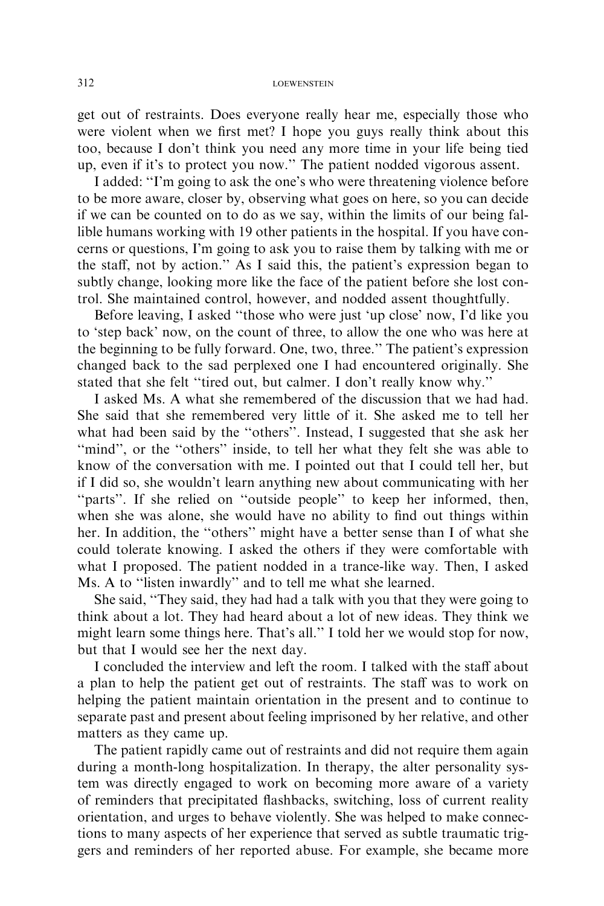get out of restraints. Does everyone really hear me, especially those who were violent when we first met? I hope you guys really think about this too, because I don't think you need any more time in your life being tied up, even if it's to protect you now.'' The patient nodded vigorous assent.

I added: ''I'm going to ask the one's who were threatening violence before to be more aware, closer by, observing what goes on here, so you can decide if we can be counted on to do as we say, within the limits of our being fallible humans working with 19 other patients in the hospital. If you have concerns or questions, I'm going to ask you to raise them by talking with me or the staff, not by action.'' As I said this, the patient's expression began to subtly change, looking more like the face of the patient before she lost control. She maintained control, however, and nodded assent thoughtfully.

Before leaving, I asked ''those who were just 'up close' now, I'd like you to 'step back' now, on the count of three, to allow the one who was here at the beginning to be fully forward. One, two, three.'' The patient's expression changed back to the sad perplexed one I had encountered originally. She stated that she felt ''tired out, but calmer. I don't really know why.''

I asked Ms. A what she remembered of the discussion that we had had. She said that she remembered very little of it. She asked me to tell her what had been said by the ''others''. Instead, I suggested that she ask her ''mind'', or the ''others'' inside, to tell her what they felt she was able to know of the conversation with me. I pointed out that I could tell her, but if I did so, she wouldn't learn anything new about communicating with her ''parts''. If she relied on ''outside people'' to keep her informed, then, when she was alone, she would have no ability to find out things within her. In addition, the ''others'' might have a better sense than I of what she could tolerate knowing. I asked the others if they were comfortable with what I proposed. The patient nodded in a trance-like way. Then, I asked Ms. A to ''listen inwardly'' and to tell me what she learned.

She said, ''They said, they had had a talk with you that they were going to think about a lot. They had heard about a lot of new ideas. They think we might learn some things here. That's all.'' I told her we would stop for now, but that I would see her the next day.

I concluded the interview and left the room. I talked with the staff about a plan to help the patient get out of restraints. The staff was to work on helping the patient maintain orientation in the present and to continue to separate past and present about feeling imprisoned by her relative, and other matters as they came up.

The patient rapidly came out of restraints and did not require them again during a month-long hospitalization. In therapy, the alter personality system was directly engaged to work on becoming more aware of a variety of reminders that precipitated flashbacks, switching, loss of current reality orientation, and urges to behave violently. She was helped to make connections to many aspects of her experience that served as subtle traumatic triggers and reminders of her reported abuse. For example, she became more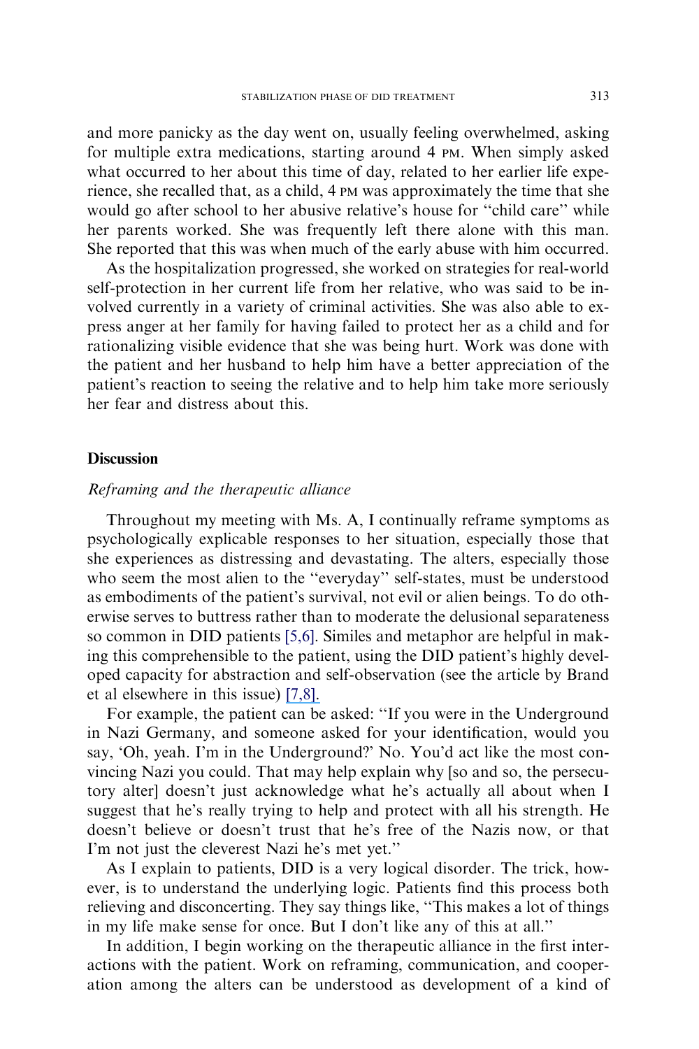and more panicky as the day went on, usually feeling overwhelmed, asking for multiple extra medications, starting around 4 PM. When simply asked what occurred to her about this time of day, related to her earlier life experience, she recalled that, as a child, 4 PM was approximately the time that she would go after school to her abusive relative's house for "child care" while her parents worked. She was frequently left there alone with this man. She reported that this was when much of the early abuse with him occurred.

As the hospitalization progressed, she worked on strategies for real-world self-protection in her current life from her relative, who was said to be involved currently in a variety of criminal activities. She was also able to express anger at her family for having failed to protect her as a child and for rationalizing visible evidence that she was being hurt. Work was done with the patient and her husband to help him have a better appreciation of the patient's reaction to seeing the relative and to help him take more seriously her fear and distress about this.

## Discussion

### *Reframing and the therapeutic alliance*

Throughout my meeting with Ms. A, I continually reframe symptoms as psychologically explicable responses to her situation, especially those that she experiences as distressing and devastating. The alters, especially those who seem the most alien to the "everyday" self-states, must be understood as embodiments of the patient's survival, not evil or alien beings. To do otherwise serves to buttress rather than to moderate the delusional separateness so common in DID patients [5,6]. Similes and metaphor are helpful in making this comprehensible to the patient, using the DID patient's highly developed capacity for abstraction and self-observation (see the article by Brand et al elsewhere in this issue) [7,8].

For example, the patient can be asked: "If you were in the Underground in Nazi Germany, and someone asked for your identification, would you say, 'Oh, yeah. I'm in the Underground?' No. You'd act like the most convincing Nazi you could. That may help explain why [so and so, the persecutory alter] doesn't just acknowledge what he's actually all about when I suggest that he's really trying to help and protect with all his strength. He doesn't believe or doesn't trust that he's free of the Nazis now, or that I'm not just the cleverest Nazi he's met yet."

As I explain to patients, DID is a very logical disorder. The trick, however, is to understand the underlying logic. Patients find this process both relieving and disconcerting. They say things like, "This makes a lot of things in my life make sense for once. But I don't like any of this at all."

In addition, I begin working on the therapeutic alliance in the first interactions with the patient. Work on reframing, communication, and cooperation among the alters can be understood as development of a kind of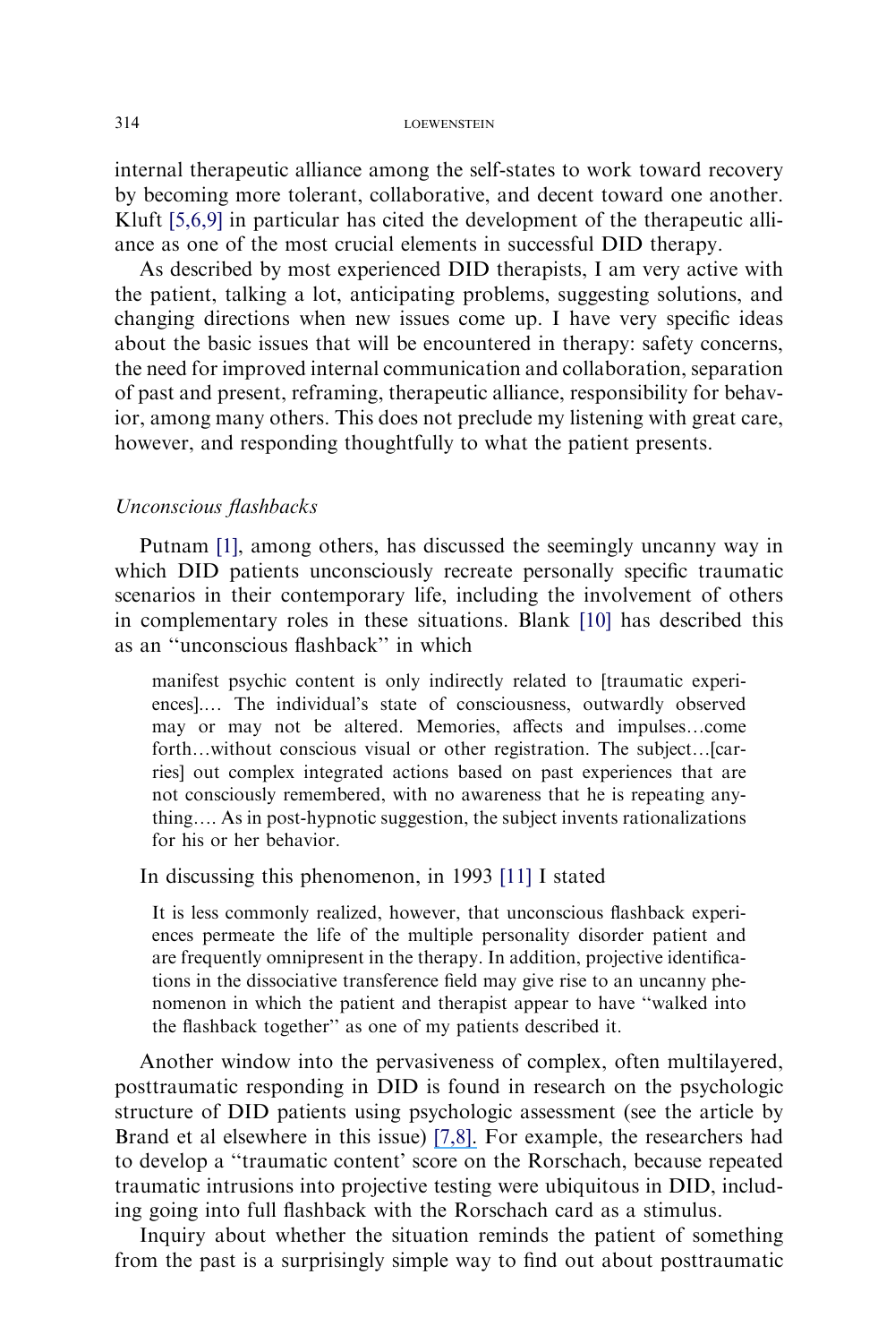internal therapeutic alliance among the self-states to work toward recovery by becoming more tolerant, collaborative, and decent toward one another. Kluft [5,6,9] in particular has cited the development of the therapeutic alliance as one of the most crucial elements in successful DID therapy.

As described by most experienced DID therapists, I am very active with the patient, talking a lot, anticipating problems, suggesting solutions, and changing directions when new issues come up. I have very specific ideas about the basic issues that will be encountered in therapy: safety concerns, the need for improved internal communication and collaboration, separation of past and present, reframing, therapeutic alliance, responsibility for behavior, among many others. This does not preclude my listening with great care, however, and responding thoughtfully to what the patient presents.

### *Unconscious flashbacks*

Putnam [1], among others, has discussed the seemingly uncanny way in which DID patients unconsciously recreate personally specific traumatic scenarios in their contemporary life, including the involvement of others in complementary roles in these situations. Blank [10] has described this as an ''unconscious flashback'' in which

> manifest psychic content is only indirectly related to [traumatic experiences].... The individual's state of consciousness, outwardly observed may or may not be altered. Memories, affects and impulses…come forth…without conscious visual or other registration. The subject…[carries] out complex integrated actions based on past experiences that are not consciously remembered, with no awareness that he is repeating anything.... As in post-hypnotic suggestion, the subject invents rationalizations for his or her behavior.

In discussing this phenomenon, in 1993 [11] I stated

> It is less commonly realized, however, that unconscious flashback experiences permeate the life of the multiple personality disorder patient and are frequently omnipresent in the therapy. In addition, projective identifications in the dissociative transference field may give rise to an uncanny phenomenon in which the patient and therapist appear to have ''walked into the flashback together'' as one of my patients described it.

Another window into the pervasiveness of complex, often multilayered, posttraumatic responding in DID is found in research on the psychologic structure of DID patients using psychologic assessment (see the article by Brand et al elsewhere in this issue) [7,8]. For example, the researchers had to develop a ''traumatic content' score on the Rorschach, because repeated traumatic intrusions into projective testing were ubiquitous in DID, including going into full flashback with the Rorschach card as a stimulus.

Inquiry about whether the situation reminds the patient of something from the past is a surprisingly simple way to find out about posttraumatic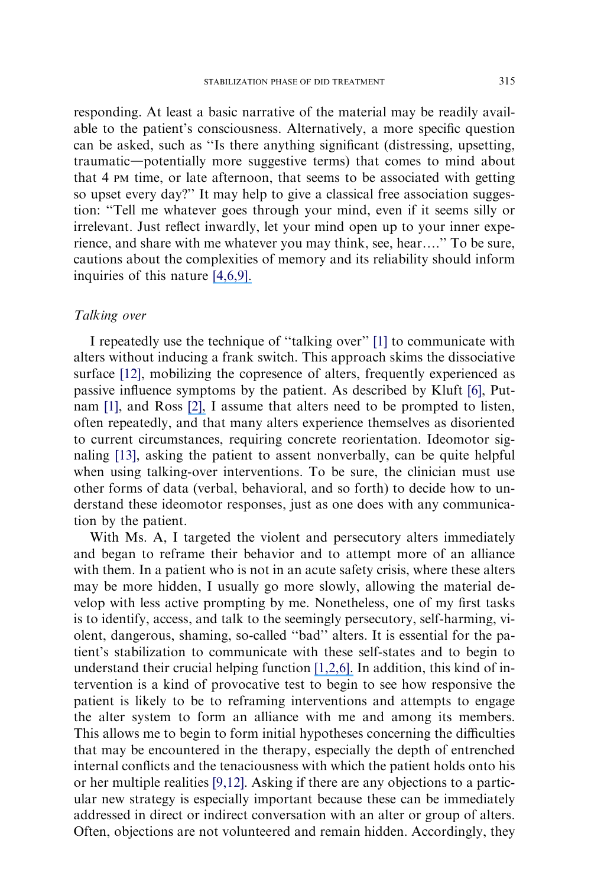responding. At least a basic narrative of the material may be readily available to the patient's consciousness. Alternatively, a more specific question can be asked, such as "Is there anything significant (distressing, upsetting, traumatic—potentially more suggestive terms) that comes to mind about that 4 PM time, or late afternoon, that seems to be associated with getting so upset every day?" It may help to give a classical free association suggestion: "Tell me whatever goes through your mind, even if it seems silly or irrelevant. Just reflect inwardly, let your mind open up to your inner experience, and share with me whatever you may think, see, hear…." To be sure, cautions about the complexities of memory and its reliability should inform inquiries of this nature [4,6,9].

### *Talking over*

I repeatedly use the technique of "talking over" [1] to communicate with alters without inducing a frank switch. This approach skims the dissociative surface [12], mobilizing the copresence of alters, frequently experienced as passive influence symptoms by the patient. As described by Kluft [6], Putnam [1], and Ross [2], I assume that alters need to be prompted to listen, often repeatedly, and that many alters experience themselves as disoriented to current circumstances, requiring concrete reorientation. Ideomotor signaling [13], asking the patient to assent nonverbally, can be quite helpful when using talking-over interventions. To be sure, the clinician must use other forms of data (verbal, behavioral, and so forth) to decide how to understand these ideomotor responses, just as one does with any communication by the patient.

With Ms. A, I targeted the violent and persecutory alters immediately and began to reframe their behavior and to attempt more of an alliance with them. In a patient who is not in an acute safety crisis, where these alters may be more hidden, I usually go more slowly, allowing the material develop with less active prompting by me. Nonetheless, one of my first tasks is to identify, access, and talk to the seemingly persecutory, self-harming, violent, dangerous, shaming, so-called "bad" alters. It is essential for the patient's stabilization to communicate with these self-states and to begin to understand their crucial helping function [1,2,6]. In addition, this kind of intervention is a kind of provocative test to begin to see how responsive the patient is likely to be to reframing interventions and attempts to engage the alter system to form an alliance with me and among its members. This allows me to begin to form initial hypotheses concerning the difficulties that may be encountered in the therapy, especially the depth of entrenched internal conflicts and the tenaciousness with which the patient holds onto his or her multiple realities [9,12]. Asking if there are any objections to a particular new strategy is especially important because these can be immediately addressed in direct or indirect conversation with an alter or group of alters. Often, objections are not volunteered and remain hidden. Accordingly, they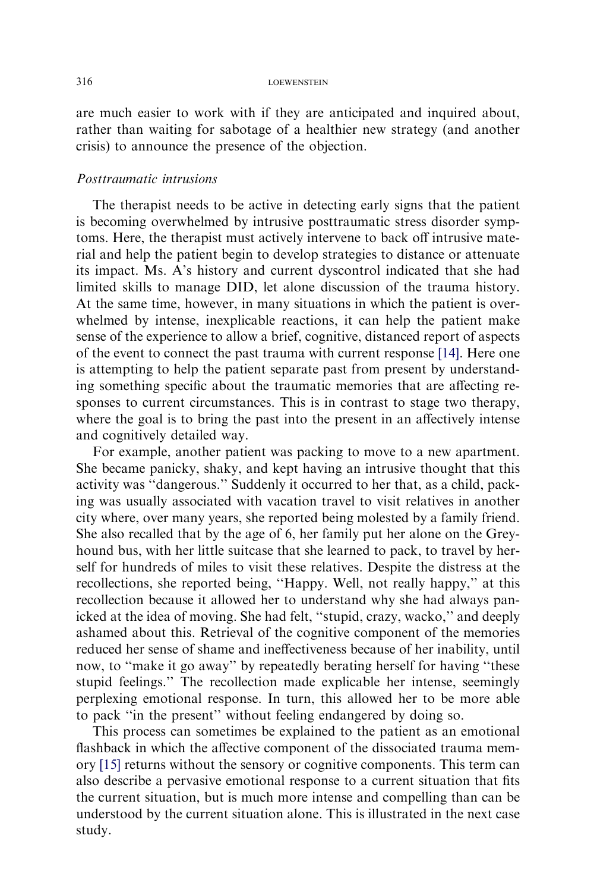are much easier to work with if they are anticipated and inquired about, rather than waiting for sabotage of a healthier new strategy (and another crisis) to announce the presence of the objection.

*Posttraumatic intrusions*

The therapist needs to be active in detecting early signs that the patient is becoming overwhelmed by intrusive posttraumatic stress disorder symptoms. Here, the therapist must actively intervene to back off intrusive material and help the patient begin to develop strategies to distance or attenuate its impact. Ms. A's history and current dyscontrol indicated that she had limited skills to manage DID, let alone discussion of the trauma history. At the same time, however, in many situations in which the patient is overwhelmed by intense, inexplicable reactions, it can help the patient make sense of the experience to allow a brief, cognitive, distanced report of aspects of the event to connect the past trauma with current response [14]. Here one is attempting to help the patient separate past from present by understanding something specific about the traumatic memories that are affecting responses to current circumstances. This is in contrast to stage two therapy, where the goal is to bring the past into the present in an affectively intense and cognitively detailed way.

For example, another patient was packing to move to a new apartment. She became panicky, shaky, and kept having an intrusive thought that this activity was "dangerous." Suddenly it occurred to her that, as a child, packing was usually associated with vacation travel to visit relatives in another city where, over many years, she reported being molested by a family friend. She also recalled that by the age of 6, her family put her alone on the Greyhound bus, with her little suitcase that she learned to pack, to travel by herself for hundreds of miles to visit these relatives. Despite the distress at the recollections, she reported being, "Happy. Well, not really happy," at this recollection because it allowed her to understand why she had always panicked at the idea of moving. She had felt, "stupid, crazy, wacko," and deeply ashamed about this. Retrieval of the cognitive component of the memories reduced her sense of shame and ineffectiveness because of her inability, until now, to "make it go away" by repeatedly berating herself for having "these stupid feelings." The recollection made explicable her intense, seemingly perplexing emotional response. In turn, this allowed her to be more able to pack "in the present" without feeling endangered by doing so.

This process can sometimes be explained to the patient as an emotional flashback in which the affective component of the dissociated trauma memory [15] returns without the sensory or cognitive components. This term can also describe a pervasive emotional response to a current situation that fits the current situation, but is much more intense and compelling than can be understood by the current situation alone. This is illustrated in the next case study.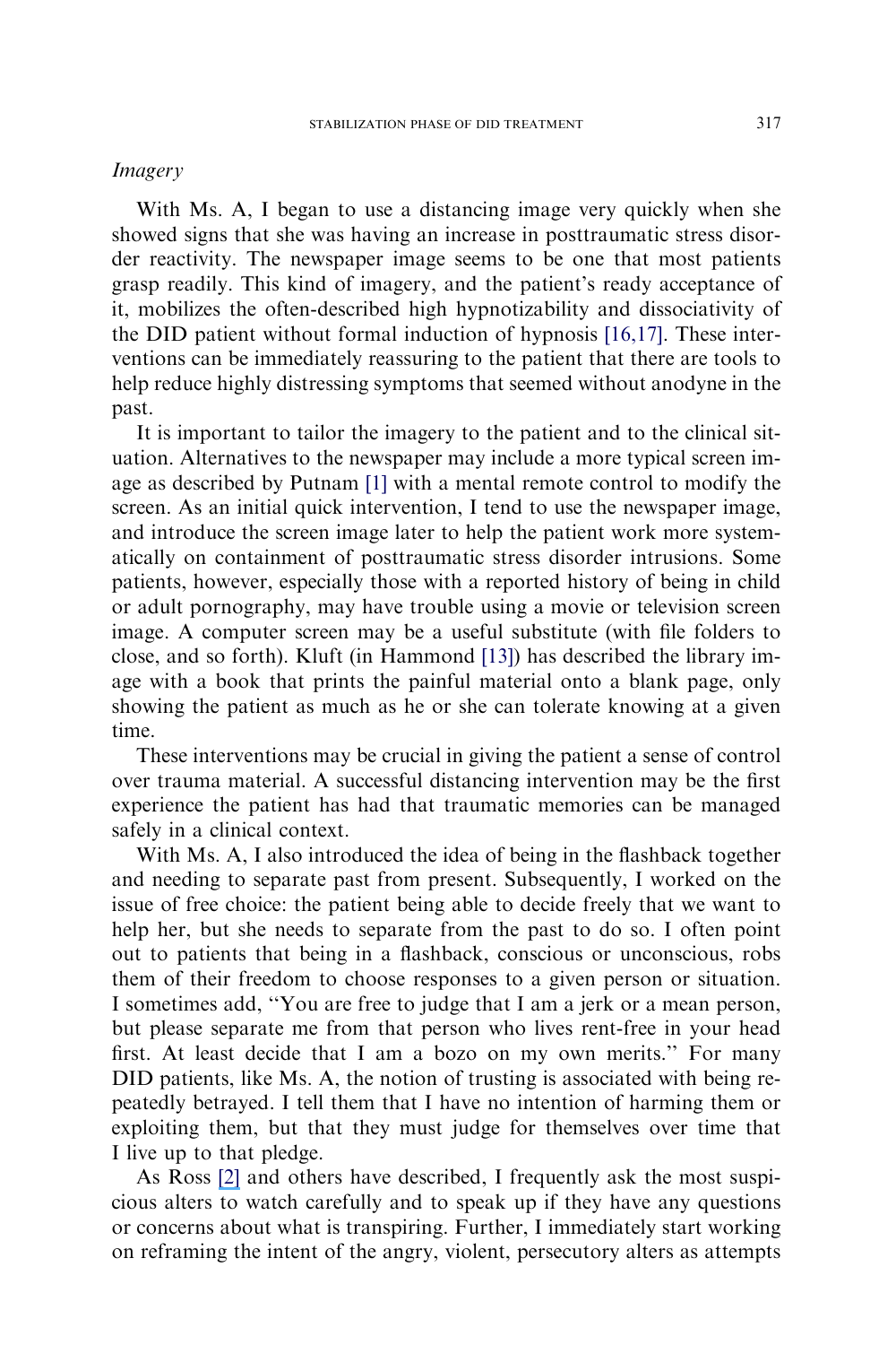### *Imagery*

With Ms. A, I began to use a distancing image very quickly when she showed signs that she was having an increase in posttraumatic stress disorder reactivity. The newspaper image seems to be one that most patients grasp readily. This kind of imagery, and the patient's ready acceptance of it, mobilizes the often-described high hypnotizability and dissociativity of the DID patient without formal induction of hypnosis [16,17]. These interventions can be immediately reassuring to the patient that there are tools to help reduce highly distressing symptoms that seemed without anodyne in the past.

It is important to tailor the imagery to the patient and to the clinical situation. Alternatives to the newspaper may include a more typical screen image as described by Putnam [1] with a mental remote control to modify the screen. As an initial quick intervention, I tend to use the newspaper image, and introduce the screen image later to help the patient work more systematically on containment of posttraumatic stress disorder intrusions. Some patients, however, especially those with a reported history of being in child or adult pornography, may have trouble using a movie or television screen image. A computer screen may be a useful substitute (with file folders to close, and so forth). Kluft (in Hammond [13]) has described the library image with a book that prints the painful material onto a blank page, only showing the patient as much as he or she can tolerate knowing at a given time.

These interventions may be crucial in giving the patient a sense of control over trauma material. A successful distancing intervention may be the first experience the patient has had that traumatic memories can be managed safely in a clinical context.

With Ms. A, I also introduced the idea of being in the flashback together and needing to separate past from present. Subsequently, I worked on the issue of free choice: the patient being able to decide freely that we want to help her, but she needs to separate from the past to do so. I often point out to patients that being in a flashback, conscious or unconscious, robs them of their freedom to choose responses to a given person or situation. I sometimes add, "You are free to judge that I am a jerk or a mean person, but please separate me from that person who lives rent-free in your head first. At least decide that I am a bozo on my own merits." For many DID patients, like Ms. A, the notion of trusting is associated with being repeatedly betrayed. I tell them that I have no intention of harming them or exploiting them, but that they must judge for themselves over time that I live up to that pledge.

As Ross [2] and others have described, I frequently ask the most suspicious alters to watch carefully and to speak up if they have any questions or concerns about what is transpiring. Further, I immediately start working on reframing the intent of the angry, violent, persecutory alters as attempts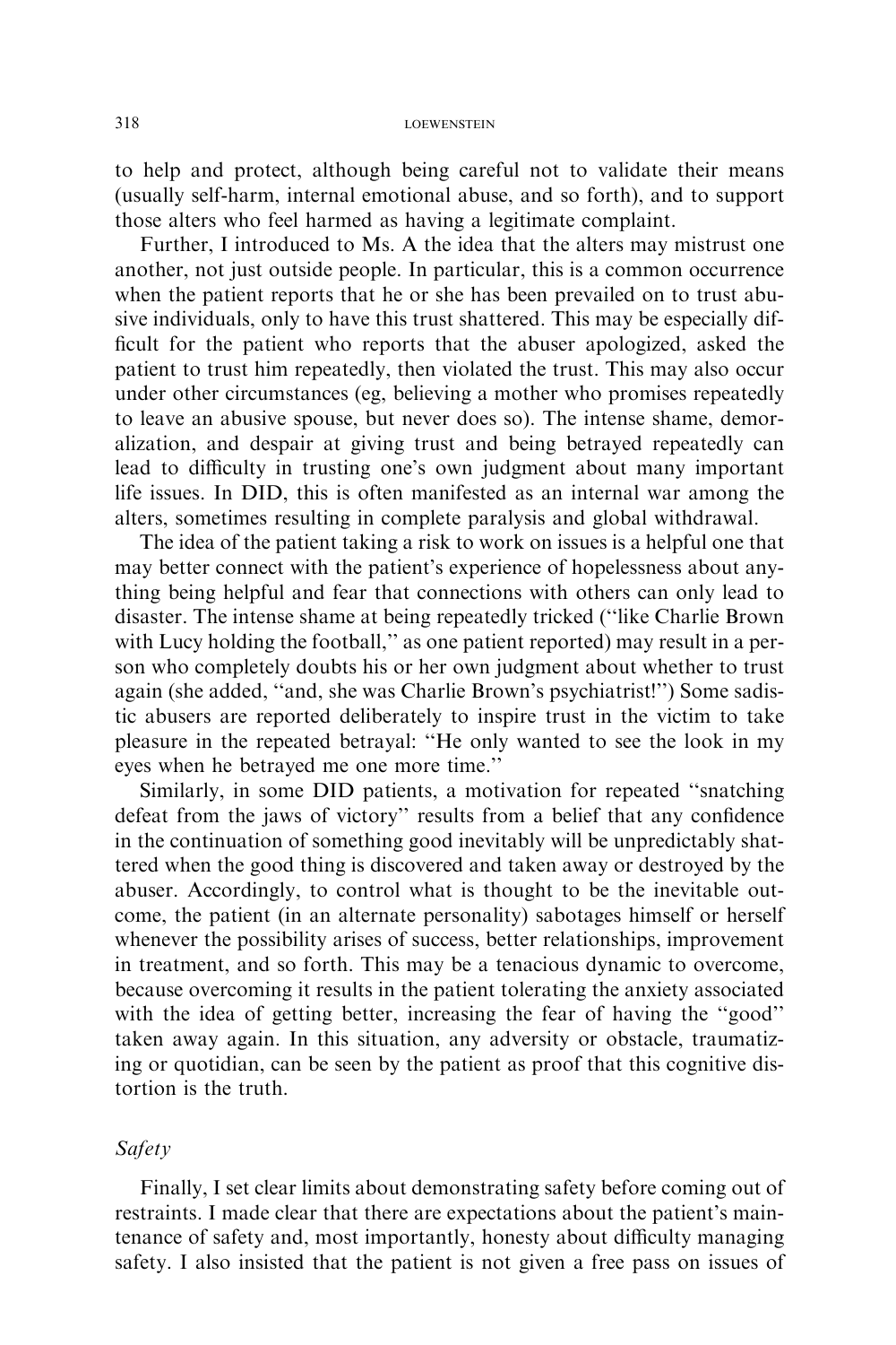to help and protect, although being careful not to validate their means (usually self-harm, internal emotional abuse, and so forth), and to support those alters who feel harmed as having a legitimate complaint.

Further, I introduced to Ms. A the idea that the alters may mistrust one another, not just outside people. In particular, this is a common occurrence when the patient reports that he or she has been prevailed on to trust abusive individuals, only to have this trust shattered. This may be especially difficult for the patient who reports that the abuser apologized, asked the patient to trust him repeatedly, then violated the trust. This may also occur under other circumstances (eg, believing a mother who promises repeatedly to leave an abusive spouse, but never does so). The intense shame, demoralization, and despair at giving trust and being betrayed repeatedly can lead to difficulty in trusting one's own judgment about many important life issues. In DID, this is often manifested as an internal war among the alters, sometimes resulting in complete paralysis and global withdrawal.

The idea of the patient taking a risk to work on issues is a helpful one that may better connect with the patient's experience of hopelessness about anything being helpful and fear that connections with others can only lead to disaster. The intense shame at being repeatedly tricked (''like Charlie Brown with Lucy holding the football,'' as one patient reported) may result in a person who completely doubts his or her own judgment about whether to trust again (she added, ''and, she was Charlie Brown's psychiatrist!'') Some sadistic abusers are reported deliberately to inspire trust in the victim to take pleasure in the repeated betrayal: ''He only wanted to see the look in my eyes when he betrayed me one more time.''

Similarly, in some DID patients, a motivation for repeated ''snatching defeat from the jaws of victory'' results from a belief that any confidence in the continuation of something good inevitably will be unpredictably shattered when the good thing is discovered and taken away or destroyed by the abuser. Accordingly, to control what is thought to be the inevitable outcome, the patient (in an alternate personality) sabotages himself or herself whenever the possibility arises of success, better relationships, improvement in treatment, and so forth. This may be a tenacious dynamic to overcome, because overcoming it results in the patient tolerating the anxiety associated with the idea of getting better, increasing the fear of having the ''good'' taken away again. In this situation, any adversity or obstacle, traumatizing or quotidian, can be seen by the patient as proof that this cognitive distortion is the truth.

### *Safety*

Finally, I set clear limits about demonstrating safety before coming out of restraints. I made clear that there are expectations about the patient's maintenance of safety and, most importantly, honesty about difficulty managing safety. I also insisted that the patient is not given a free pass on issues of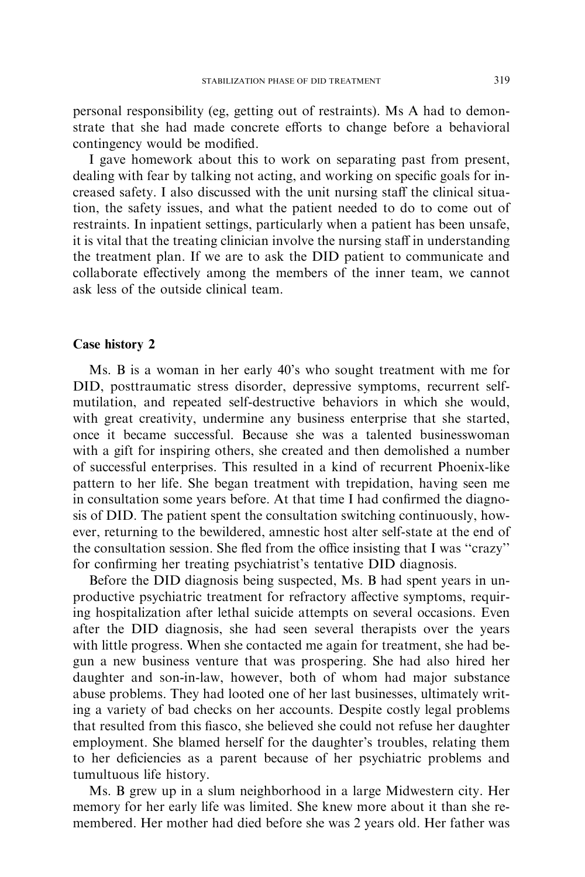personal responsibility (eg, getting out of restraints). Ms A had to demonstrate that she had made concrete efforts to change before a behavioral contingency would be modified.

I gave homework about this to work on separating past from present, dealing with fear by talking not acting, and working on specific goals for increased safety. I also discussed with the unit nursing staff the clinical situation, the safety issues, and what the patient needed to do to come out of restraints. In inpatient settings, particularly when a patient has been unsafe, it is vital that the treating clinician involve the nursing staff in understanding the treatment plan. If we are to ask the DID patient to communicate and collaborate effectively among the members of the inner team, we cannot ask less of the outside clinical team.

## Case history 2

Ms. B is a woman in her early 40's who sought treatment with me for DID, posttraumatic stress disorder, depressive symptoms, recurrent self-mutilation, and repeated self-destructive behaviors in which she would, with great creativity, undermine any business enterprise that she started, once it became successful. Because she was a talented businesswoman with a gift for inspiring others, she created and then demolished a number of successful enterprises. This resulted in a kind of recurrent Phoenix-like pattern to her life. She began treatment with trepidation, having seen me in consultation some years before. At that time I had confirmed the diagnosis of DID. The patient spent the consultation switching continuously, however, returning to the bewildered, amnestic host alter self-state at the end of the consultation session. She fled from the office insisting that I was "crazy" for confirming her treating psychiatrist's tentative DID diagnosis.

Before the DID diagnosis being suspected, Ms. B had spent years in unproductive psychiatric treatment for refractory affective symptoms, requiring hospitalization after lethal suicide attempts on several occasions. Even after the DID diagnosis, she had seen several therapists over the years with little progress. When she contacted me again for treatment, she had begun a new business venture that was prospering. She had also hired her daughter and son-in-law, however, both of whom had major substance abuse problems. They had looted one of her last businesses, ultimately writing a variety of bad checks on her accounts. Despite costly legal problems that resulted from this fiasco, she believed she could not refuse her daughter employment. She blamed herself for the daughter's troubles, relating them to her deficiencies as a parent because of her psychiatric problems and tumultuous life history.

Ms. B grew up in a slum neighborhood in a large Midwestern city. Her memory for her early life was limited. She knew more about it than she remembered. Her mother had died before she was 2 years old. Her father was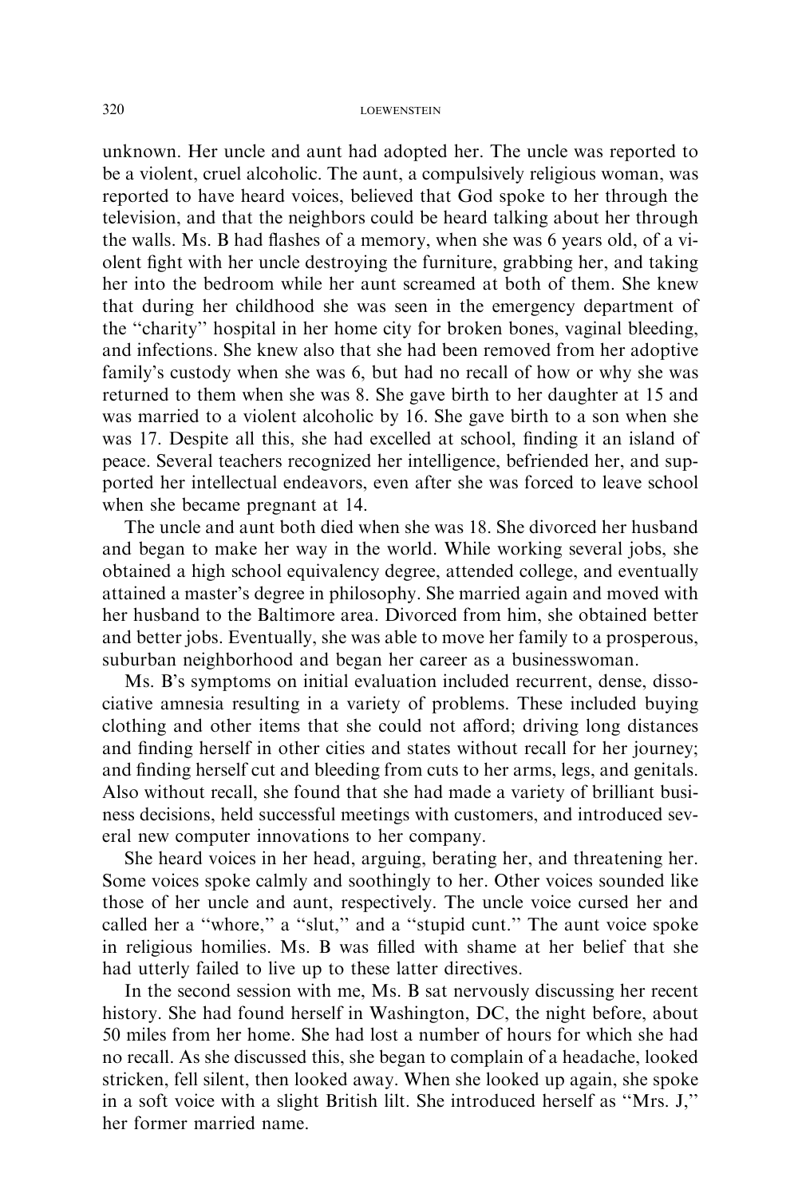unknown. Her uncle and aunt had adopted her. The uncle was reported to be a violent, cruel alcoholic. The aunt, a compulsively religious woman, was reported to have heard voices, believed that God spoke to her through the television, and that the neighbors could be heard talking about her through the walls. Ms. B had flashes of a memory, when she was 6 years old, of a violent fight with her uncle destroying the furniture, grabbing her, and taking her into the bedroom while her aunt screamed at both of them. She knew that during her childhood she was seen in the emergency department of the "charity" hospital in her home city for broken bones, vaginal bleeding, and infections. She knew also that she had been removed from her adoptive family's custody when she was 6, but had no recall of how or why she was returned to them when she was 8. She gave birth to her daughter at 15 and was married to a violent alcoholic by 16. She gave birth to a son when she was 17. Despite all this, she had excelled at school, finding it an island of peace. Several teachers recognized her intelligence, befriended her, and supported her intellectual endeavors, even after she was forced to leave school when she became pregnant at 14.

The uncle and aunt both died when she was 18. She divorced her husband and began to make her way in the world. While working several jobs, she obtained a high school equivalency degree, attended college, and eventually attained a master's degree in philosophy. She married again and moved with her husband to the Baltimore area. Divorced from him, she obtained better and better jobs. Eventually, she was able to move her family to a prosperous, suburban neighborhood and began her career as a businesswoman.

Ms. B's symptoms on initial evaluation included recurrent, dense, dissociative amnesia resulting in a variety of problems. These included buying clothing and other items that she could not afford; driving long distances and finding herself in other cities and states without recall for her journey; and finding herself cut and bleeding from cuts to her arms, legs, and genitals. Also without recall, she found that she had made a variety of brilliant business decisions, held successful meetings with customers, and introduced several new computer innovations to her company.

She heard voices in her head, arguing, berating her, and threatening her. Some voices spoke calmly and soothingly to her. Other voices sounded like those of her uncle and aunt, respectively. The uncle voice cursed her and called her a "whore," a "slut," and a "stupid cunt." The aunt voice spoke in religious homilies. Ms. B was filled with shame at her belief that she had utterly failed to live up to these latter directives.

In the second session with me, Ms. B sat nervously discussing her recent history. She had found herself in Washington, DC, the night before, about 50 miles from her home. She had lost a number of hours for which she had no recall. As she discussed this, she began to complain of a headache, looked stricken, fell silent, then looked away. When she looked up again, she spoke in a soft voice with a slight British lilt. She introduced herself as "Mrs. J," her former married name.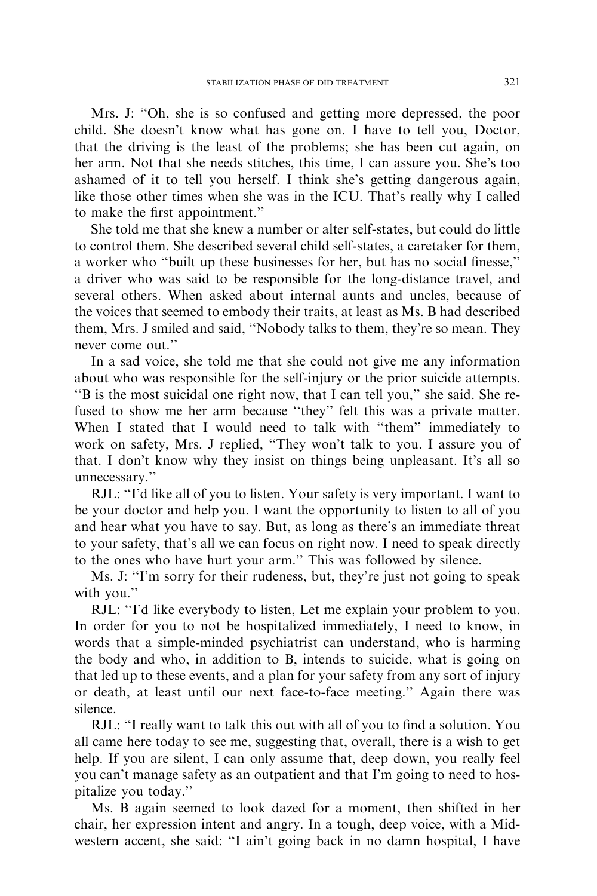Mrs. J: "Oh, she is so confused and getting more depressed, the poor child. She doesn't know what has gone on. I have to tell you, Doctor, that the driving is the least of the problems; she has been cut again, on her arm. Not that she needs stitches, this time, I can assure you. She's too ashamed of it to tell you herself. I think she's getting dangerous again, like those other times when she was in the ICU. That's really why I called to make the first appointment."

She told me that she knew a number or alter self-states, but could do little to control them. She described several child self-states, a caretaker for them, a worker who "built up these businesses for her, but has no social finesse," a driver who was said to be responsible for the long-distance travel, and several others. When asked about internal aunts and uncles, because of the voices that seemed to embody their traits, at least as Ms. B had described them, Mrs. J smiled and said, "Nobody talks to them, they're so mean. They never come out."

In a sad voice, she told me that she could not give me any information about who was responsible for the self-injury or the prior suicide attempts. "B is the most suicidal one right now, that I can tell you," she said. She refused to show me her arm because "they" felt this was a private matter. When I stated that I would need to talk with "them" immediately to work on safety, Mrs. J replied, "They won't talk to you. I assure you of that. I don't know why they insist on things being unpleasant. It's all so unnecessary."

RJL: "I'd like all of you to listen. Your safety is very important. I want to be your doctor and help you. I want the opportunity to listen to all of you and hear what you have to say. But, as long as there's an immediate threat to your safety, that's all we can focus on right now. I need to speak directly to the ones who have hurt your arm." This was followed by silence.

Ms. J: "I'm sorry for their rudeness, but, they're just not going to speak with you."

RJL: "I'd like everybody to listen, Let me explain your problem to you. In order for you to not be hospitalized immediately, I need to know, in words that a simple-minded psychiatrist can understand, who is harming the body and who, in addition to B, intends to suicide, what is going on that led up to these events, and a plan for your safety from any sort of injury or death, at least until our next face-to-face meeting." Again there was silence.

RJL: "I really want to talk this out with all of you to find a solution. You all came here today to see me, suggesting that, overall, there is a wish to get help. If you are silent, I can only assume that, deep down, you really feel you can't manage safety as an outpatient and that I'm going to need to hospitalize you today."

Ms. B again seemed to look dazed for a moment, then shifted in her chair, her expression intent and angry. In a tough, deep voice, with a Midwestern accent, she said: "I ain't going back in no damn hospital, I have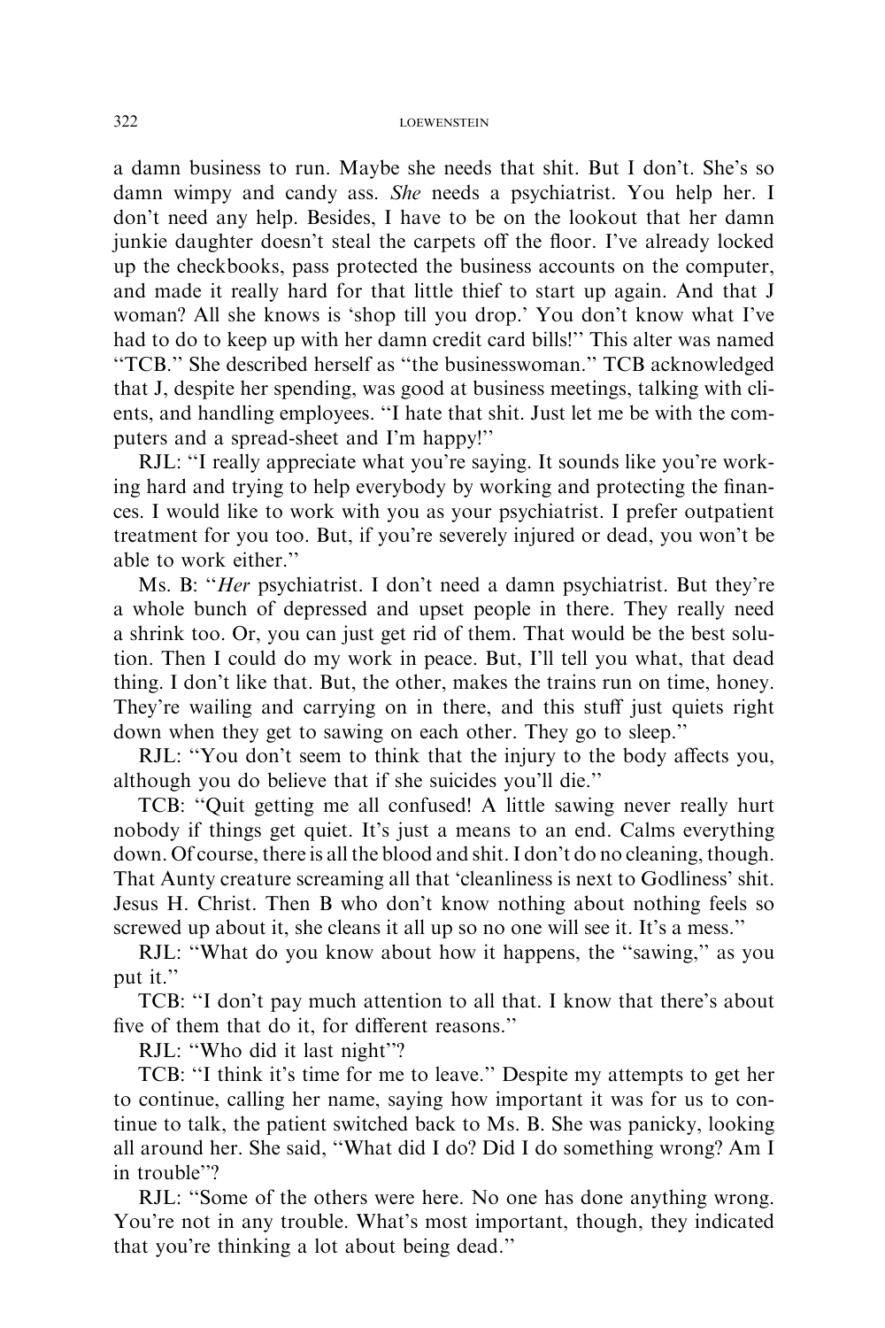a damn business to run. Maybe she needs that shit. But I don't. She's so damn wimpy and candy ass. *She* needs a psychiatrist. You help her. I don't need any help. Besides, I have to be on the lookout that her damn junkie daughter doesn't steal the carpets off the floor. I've already locked up the checkbooks, pass protected the business accounts on the computer, and made it really hard for that little thief to start up again. And that J woman? All she knows is 'shop till you drop.' You don't know what I've had to do to keep up with her damn credit card bills!" This alter was named "TCB." She described herself as "the businesswoman." TCB acknowledged that J, despite her spending, was good at business meetings, talking with clients, and handling employees. "I hate that shit. Just let me be with the computers and a spread-sheet and I'm happy!"

RJL: "I really appreciate what you're saying. It sounds like you're working hard and trying to help everybody by working and protecting the finances. I would like to work with you as your psychiatrist. I prefer outpatient treatment for you too. But, if you're severely injured or dead, you won't be able to work either."

Ms. B: "*Her* psychiatrist. I don't need a damn psychiatrist. But they're a whole bunch of depressed and upset people in there. They really need a shrink too. Or, you can just get rid of them. That would be the best solution. Then I could do my work in peace. But, I'll tell you what, that dead thing. I don't like that. But, the other, makes the trains run on time, honey. They're wailing and carrying on in there, and this stuff just quiets right down when they get to sawing on each other. They go to sleep."

RJL: "You don't seem to think that the injury to the body affects you, although you do believe that if she suicides you'll die."

TCB: "Quit getting me all confused! A little sawing never really hurt nobody if things get quiet. It's just a means to an end. Calms everything down. Of course, there is all the blood and shit. I don't do no cleaning, though. That Aunty creature screaming all that 'cleanliness is next to Godliness' shit. Jesus H. Christ. Then B who don't know nothing about nothing feels so screwed up about it, she cleans it all up so no one will see it. It's a mess."

RJL: "What do you know about how it happens, the "sawing," as you put it."

TCB: "I don't pay much attention to all that. I know that there's about five of them that do it, for different reasons."

RJL: "Who did it last night"?

TCB: "I think it's time for me to leave." Despite my attempts to get her to continue, calling her name, saying how important it was for us to continue to talk, the patient switched back to Ms. B. She was panicky, looking all around her. She said, "What did I do? Did I do something wrong? Am I in trouble"?

RJL: "Some of the others were here. No one has done anything wrong. You're not in any trouble. What's most important, though, they indicated that you're thinking a lot about being dead."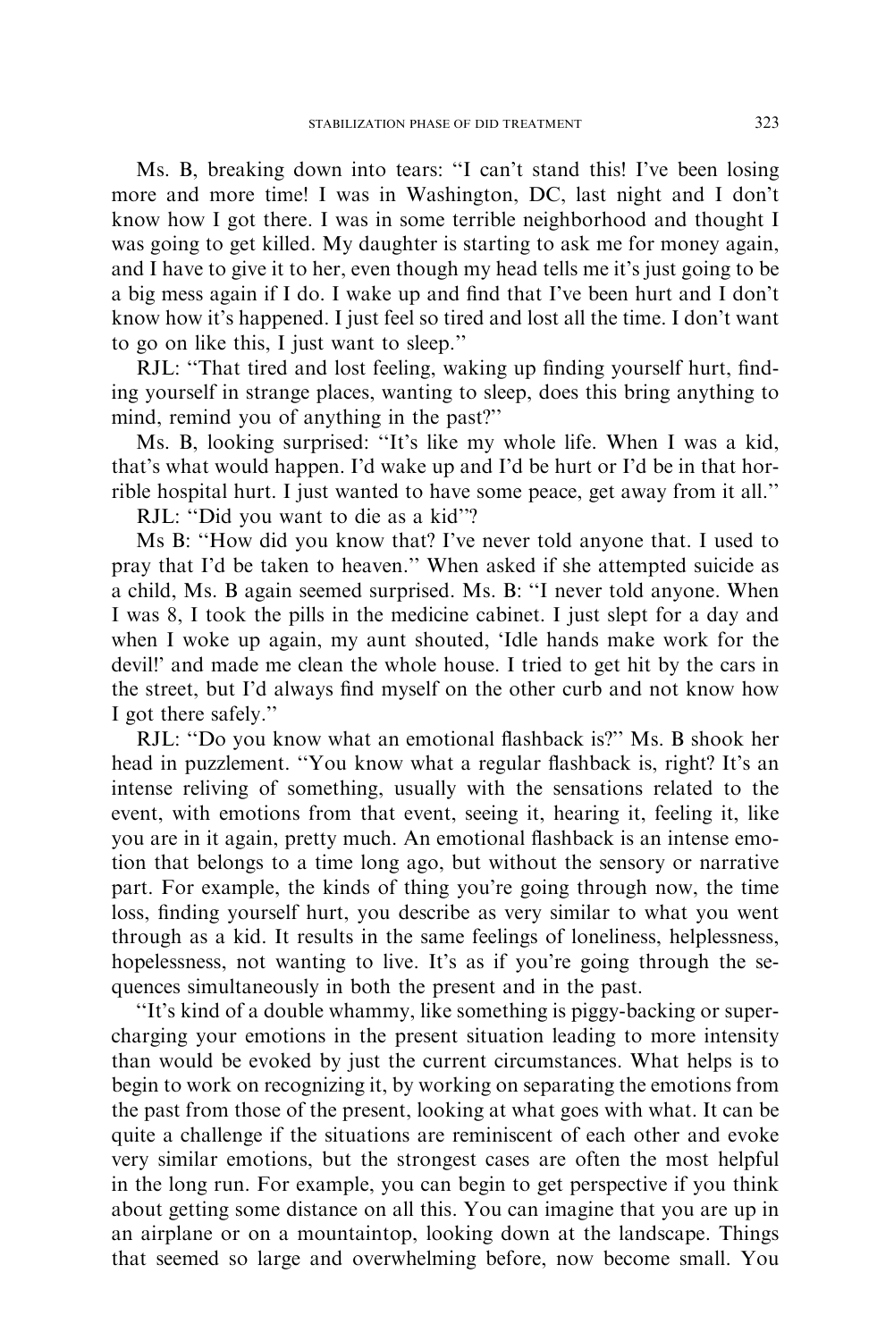Ms. B, breaking down into tears: "I can't stand this! I've been losing more and more time! I was in Washington, DC, last night and I don't know how I got there. I was in some terrible neighborhood and thought I was going to get killed. My daughter is starting to ask me for money again, and I have to give it to her, even though my head tells me it's just going to be a big mess again if I do. I wake up and find that I've been hurt and I don't know how it's happened. I just feel so tired and lost all the time. I don't want to go on like this, I just want to sleep."

RJL: "That tired and lost feeling, waking up finding yourself hurt, finding yourself in strange places, wanting to sleep, does this bring anything to mind, remind you of anything in the past?"

Ms. B, looking surprised: "It's like my whole life. When I was a kid, that's what would happen. I'd wake up and I'd be hurt or I'd be in that horrible hospital hurt. I just wanted to have some peace, get away from it all."

RJL: "Did you want to die as a kid"?

Ms B: "How did you know that? I've never told anyone that. I used to pray that I'd be taken to heaven." When asked if she attempted suicide as a child, Ms. B again seemed surprised. Ms. B: "I never told anyone. When I was 8, I took the pills in the medicine cabinet. I just slept for a day and when I woke up again, my aunt shouted, 'Idle hands make work for the devil!' and made me clean the whole house. I tried to get hit by the cars in the street, but I'd always find myself on the other curb and not know how I got there safely."

RJL: "Do you know what an emotional flashback is?" Ms. B shook her head in puzzlement. "You know what a regular flashback is, right? It's an intense reliving of something, usually with the sensations related to the event, with emotions from that event, seeing it, hearing it, feeling it, like you are in it again, pretty much. An emotional flashback is an intense emotion that belongs to a time long ago, but without the sensory or narrative part. For example, the kinds of thing you're going through now, the time loss, finding yourself hurt, you describe as very similar to what you went through as a kid. It results in the same feelings of loneliness, helplessness, hopelessness, not wanting to live. It's as if you're going through the sequences simultaneously in both the present and in the past.

"It's kind of a double whammy, like something is piggy-backing or supercharging your emotions in the present situation leading to more intensity than would be evoked by just the current circumstances. What helps is to begin to work on recognizing it, by working on separating the emotions from the past from those of the present, looking at what goes with what. It can be quite a challenge if the situations are reminiscent of each other and evoke very similar emotions, but the strongest cases are often the most helpful in the long run. For example, you can begin to get perspective if you think about getting some distance on all this. You can imagine that you are up in an airplane or on a mountaintop, looking down at the landscape. Things that seemed so large and overwhelming before, now become small. You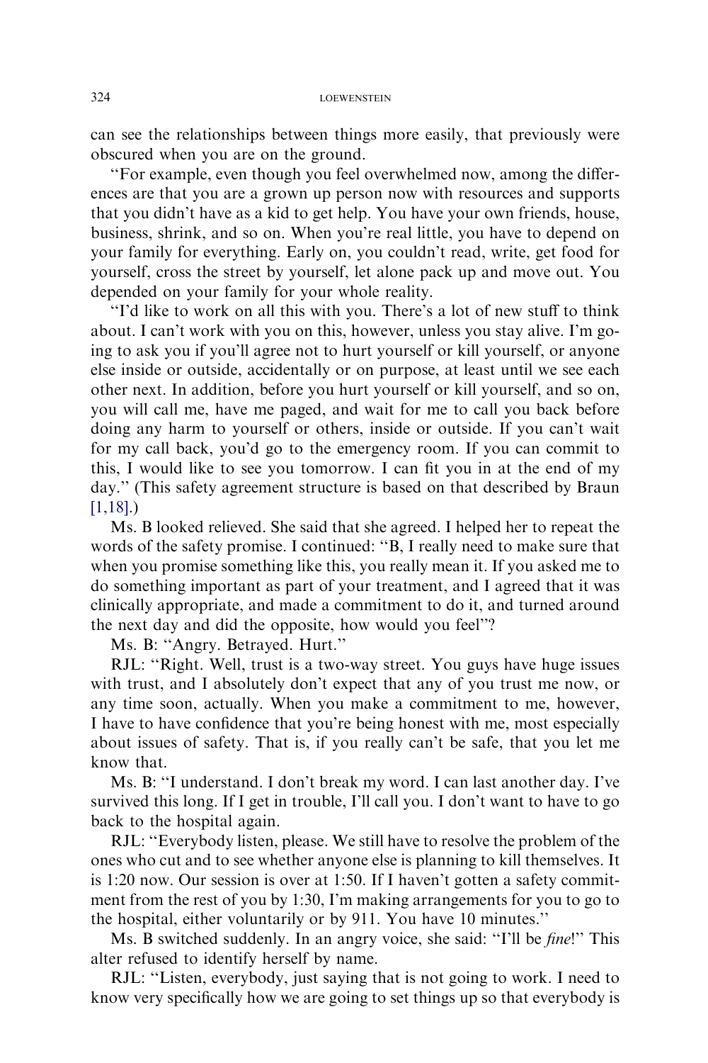can see the relationships between things more easily, that previously were obscured when you are on the ground.

"For example, even though you feel overwhelmed now, among the differences are that you are a grown up person now with resources and supports that you didn't have as a kid to get help. You have your own friends, house, business, shrink, and so on. When you're real little, you have to depend on your family for everything. Early on, you couldn't read, write, get food for yourself, cross the street by yourself, let alone pack up and move out. You depended on your family for your whole reality.

"I'd like to work on all this with you. There's a lot of new stuff to think about. I can't work with you on this, however, unless you stay alive. I'm going to ask you if you'll agree not to hurt yourself or kill yourself, or anyone else inside or outside, accidentally or on purpose, at least until we see each other next. In addition, before you hurt yourself or kill yourself, and so on, you will call me, have me paged, and wait for me to call you back before doing any harm to yourself or others, inside or outside. If you can't wait for my call back, you'd go to the emergency room. If you can commit to this, I would like to see you tomorrow. I can fit you in at the end of my day." (This safety agreement structure is based on that described by Braun [1,18].)

Ms. B looked relieved. She said that she agreed. I helped her to repeat the words of the safety promise. I continued: "B, I really need to make sure that when you promise something like this, you really mean it. If you asked me to do something important as part of your treatment, and I agreed that it was clinically appropriate, and made a commitment to do it, and turned around the next day and did the opposite, how would you feel"?

Ms. B: "Angry. Betrayed. Hurt."

RJL: "Right. Well, trust is a two-way street. You guys have huge issues with trust, and I absolutely don't expect that any of you trust me now, or any time soon, actually. When you make a commitment to me, however, I have to have confidence that you're being honest with me, most especially about issues of safety. That is, if you really can't be safe, that you let me know that.

Ms. B: "I understand. I don't break my word. I can last another day. I've survived this long. If I get in trouble, I'll call you. I don't want to have to go back to the hospital again.

RJL: "Everybody listen, please. We still have to resolve the problem of the ones who cut and to see whether anyone else is planning to kill themselves. It is 1:20 now. Our session is over at 1:50. If I haven't gotten a safety commitment from the rest of you by 1:30, I'm making arrangements for you to go to the hospital, either voluntarily or by 911. You have 10 minutes."

Ms. B switched suddenly. In an angry voice, she said: "I'll be *fine*!" This alter refused to identify herself by name.

RJL: "Listen, everybody, just saying that is not going to work. I need to know very specifically how we are going to set things up so that everybody is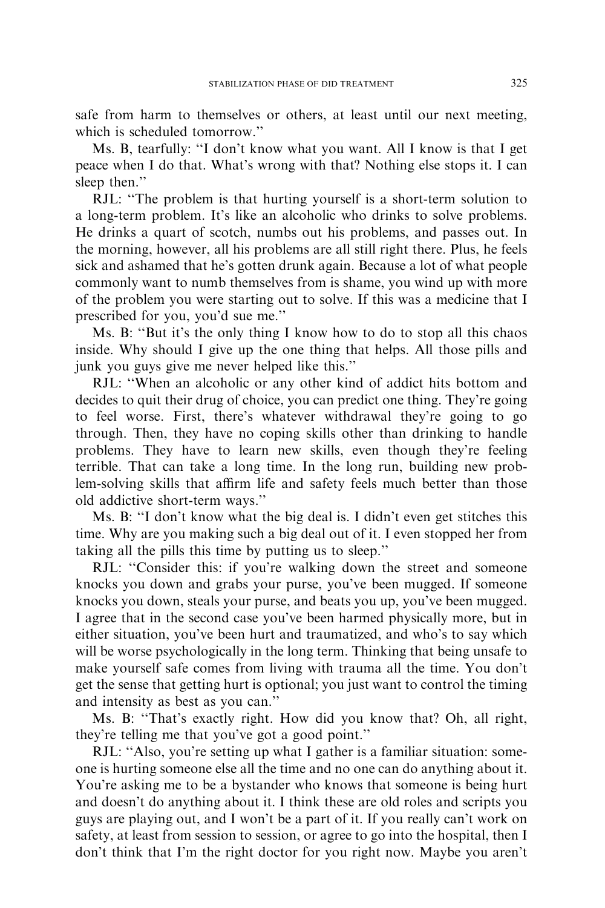safe from harm to themselves or others, at least until our next meeting, which is scheduled tomorrow."

Ms. B, tearfully: "I don't know what you want. All I know is that I get peace when I do that. What's wrong with that? Nothing else stops it. I can sleep then."

RJL: "The problem is that hurting yourself is a short-term solution to a long-term problem. It's like an alcoholic who drinks to solve problems. He drinks a quart of scotch, numbs out his problems, and passes out. In the morning, however, all his problems are all still right there. Plus, he feels sick and ashamed that he's gotten drunk again. Because a lot of what people commonly want to numb themselves from is shame, you wind up with more of the problem you were starting out to solve. If this was a medicine that I prescribed for you, you'd sue me."

Ms. B: "But it's the only thing I know how to do to stop all this chaos inside. Why should I give up the one thing that helps. All those pills and junk you guys give me never helped like this."

RJL: "When an alcoholic or any other kind of addict hits bottom and decides to quit their drug of choice, you can predict one thing. They're going to feel worse. First, there's whatever withdrawal they're going to go through. Then, they have no coping skills other than drinking to handle problems. They have to learn new skills, even though they're feeling terrible. That can take a long time. In the long run, building new problem-solving skills that affirm life and safety feels much better than those old addictive short-term ways."

Ms. B: "I don't know what the big deal is. I didn't even get stitches this time. Why are you making such a big deal out of it. I even stopped her from taking all the pills this time by putting us to sleep."

RJL: "Consider this: if you're walking down the street and someone knocks you down and grabs your purse, you've been mugged. If someone knocks you down, steals your purse, and beats you up, you've been mugged. I agree that in the second case you've been harmed physically more, but in either situation, you've been hurt and traumatized, and who's to say which will be worse psychologically in the long term. Thinking that being unsafe to make yourself safe comes from living with trauma all the time. You don't get the sense that getting hurt is optional; you just want to control the timing and intensity as best as you can."

Ms. B: "That's exactly right. How did you know that? Oh, all right, they're telling me that you've got a good point."

RJL: "Also, you're setting up what I gather is a familiar situation: someone is hurting someone else all the time and no one can do anything about it. You're asking me to be a bystander who knows that someone is being hurt and doesn't do anything about it. I think these are old roles and scripts you guys are playing out, and I won't be a part of it. If you really can't work on safety, at least from session to session, or agree to go into the hospital, then I don't think that I'm the right doctor for you right now. Maybe you aren't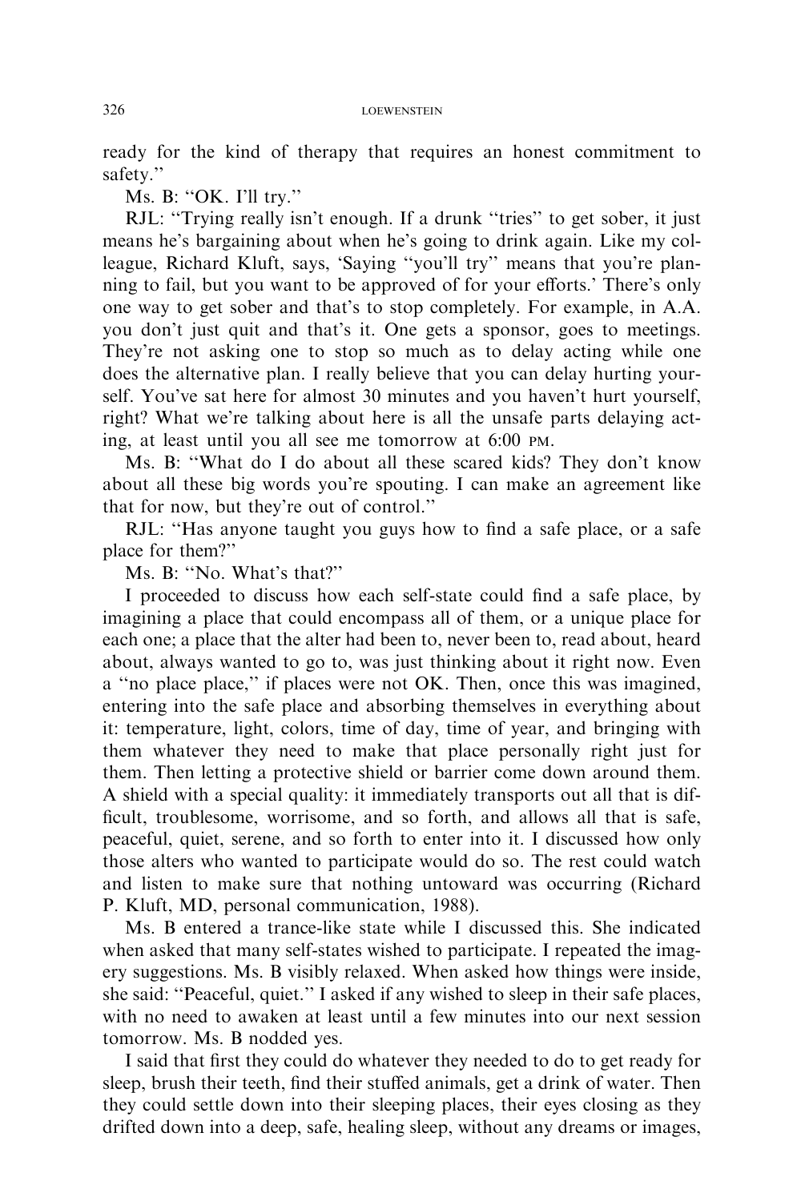ready for the kind of therapy that requires an honest commitment to safety.''

Ms. B: ''OK. I'll try.''

RJL: ''Trying really isn't enough. If a drunk ''tries'' to get sober, it just means he's bargaining about when he's going to drink again. Like my colleague, Richard Kluft, says, 'Saying ''you'll try'' means that you're planning to fail, but you want to be approved of for your efforts.' There's only one way to get sober and that's to stop completely. For example, in A.A. you don't just quit and that's it. One gets a sponsor, goes to meetings. They're not asking one to stop so much as to delay acting while one does the alternative plan. I really believe that you can delay hurting yourself. You've sat here for almost 30 minutes and you haven't hurt yourself, right? What we're talking about here is all the unsafe parts delaying acting, at least until you all see me tomorrow at 6:00 PM.

Ms. B: ''What do I do about all these scared kids? They don't know about all these big words you're spouting. I can make an agreement like that for now, but they're out of control.''

RJL: ''Has anyone taught you guys how to find a safe place, or a safe place for them?''

Ms. B: ''No. What's that?''

I proceeded to discuss how each self-state could find a safe place, by imagining a place that could encompass all of them, or a unique place for each one; a place that the alter had been to, never been to, read about, heard about, always wanted to go to, was just thinking about it right now. Even a ''no place place,'' if places were not OK. Then, once this was imagined, entering into the safe place and absorbing themselves in everything about it: temperature, light, colors, time of day, time of year, and bringing with them whatever they need to make that place personally right just for them. Then letting a protective shield or barrier come down around them. A shield with a special quality: it immediately transports out all that is difficult, troublesome, worrisome, and so forth, and allows all that is safe, peaceful, quiet, serene, and so forth to enter into it. I discussed how only those alters who wanted to participate would do so. The rest could watch and listen to make sure that nothing untoward was occurring (Richard P. Kluft, MD, personal communication, 1988).

Ms. B entered a trance-like state while I discussed this. She indicated when asked that many self-states wished to participate. I repeated the imagery suggestions. Ms. B visibly relaxed. When asked how things were inside, she said: ''Peaceful, quiet.'' I asked if any wished to sleep in their safe places, with no need to awaken at least until a few minutes into our next session tomorrow. Ms. B nodded yes.

I said that first they could do whatever they needed to do to get ready for sleep, brush their teeth, find their stuffed animals, get a drink of water. Then they could settle down into their sleeping places, their eyes closing as they drifted down into a deep, safe, healing sleep, without any dreams or images,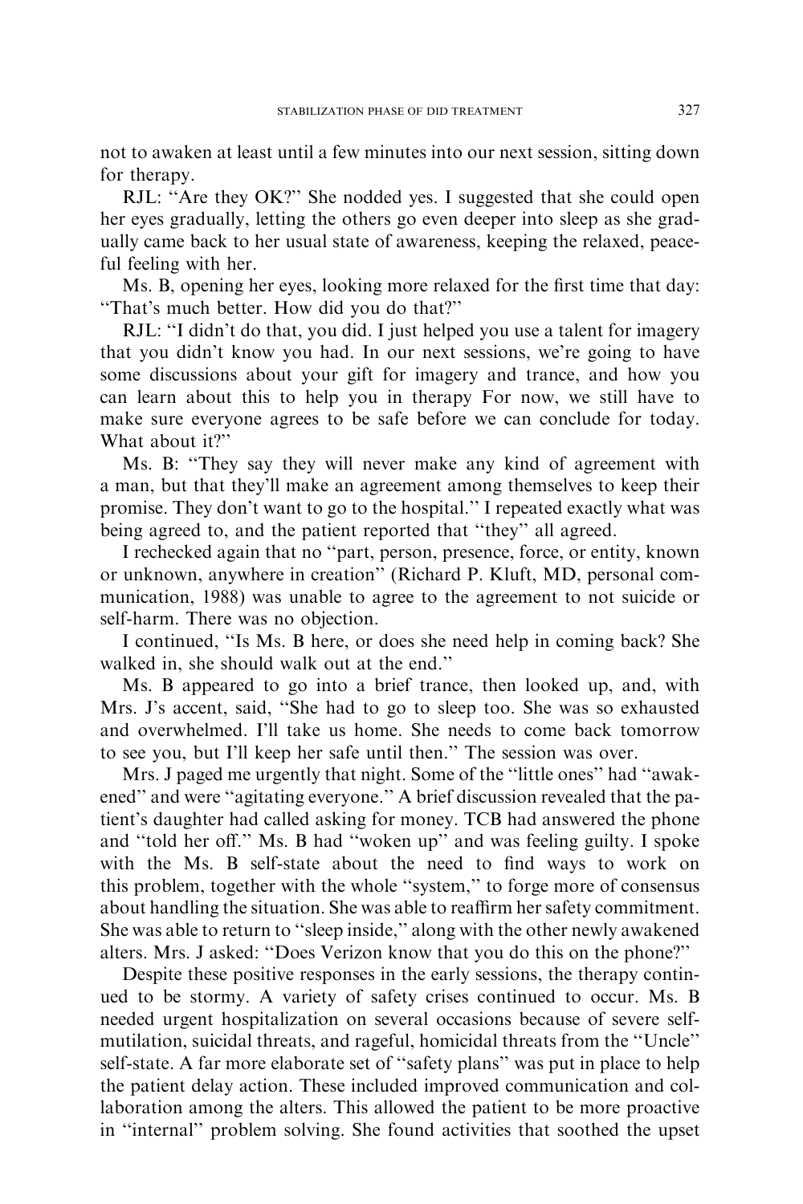not to awaken at least until a few minutes into our next session, sitting down for therapy.

RJL: "Are they OK?" She nodded yes. I suggested that she could open her eyes gradually, letting the others go even deeper into sleep as she gradually came back to her usual state of awareness, keeping the relaxed, peaceful feeling with her.

Ms. B, opening her eyes, looking more relaxed for the first time that day: "That's much better. How did you do that?"

RJL: "I didn't do that, you did. I just helped you use a talent for imagery that you didn't know you had. In our next sessions, we're going to have some discussions about your gift for imagery and trance, and how you can learn about this to help you in therapy For now, we still have to make sure everyone agrees to be safe before we can conclude for today. What about it?"

Ms. B: "They say they will never make any kind of agreement with a man, but that they'll make an agreement among themselves to keep their promise. They don't want to go to the hospital." I repeated exactly what was being agreed to, and the patient reported that "they" all agreed.

I rechecked again that no "part, person, presence, force, or entity, known or unknown, anywhere in creation" (Richard P. Kluft, MD, personal communication, 1988) was unable to agree to the agreement to not suicide or self-harm. There was no objection.

I continued, "Is Ms. B here, or does she need help in coming back? She walked in, she should walk out at the end."

Ms. B appeared to go into a brief trance, then looked up, and, with Mrs. J's accent, said, "She had to go to sleep too. She was so exhausted and overwhelmed. I'll take us home. She needs to come back tomorrow to see you, but I'll keep her safe until then." The session was over.

Mrs. J paged me urgently that night. Some of the "little ones" had "awakened" and were "agitating everyone." A brief discussion revealed that the patient's daughter had called asking for money. TCB had answered the phone and "told her off." Ms. B had "woken up" and was feeling guilty. I spoke with the Ms. B self-state about the need to find ways to work on this problem, together with the whole "system," to forge more of consensus about handling the situation. She was able to reaffirm her safety commitment. She was able to return to "sleep inside," along with the other newly awakened alters. Mrs. J asked: "Does Verizon know that you do this on the phone?"

Despite these positive responses in the early sessions, the therapy continued to be stormy. A variety of safety crises continued to occur. Ms. B needed urgent hospitalization on several occasions because of severe self-mutilation, suicidal threats, and rageful, homicidal threats from the "Uncle" self-state. A far more elaborate set of "safety plans" was put in place to help the patient delay action. These included improved communication and collaboration among the alters. This allowed the patient to be more proactive in "internal" problem solving. She found activities that soothed the upset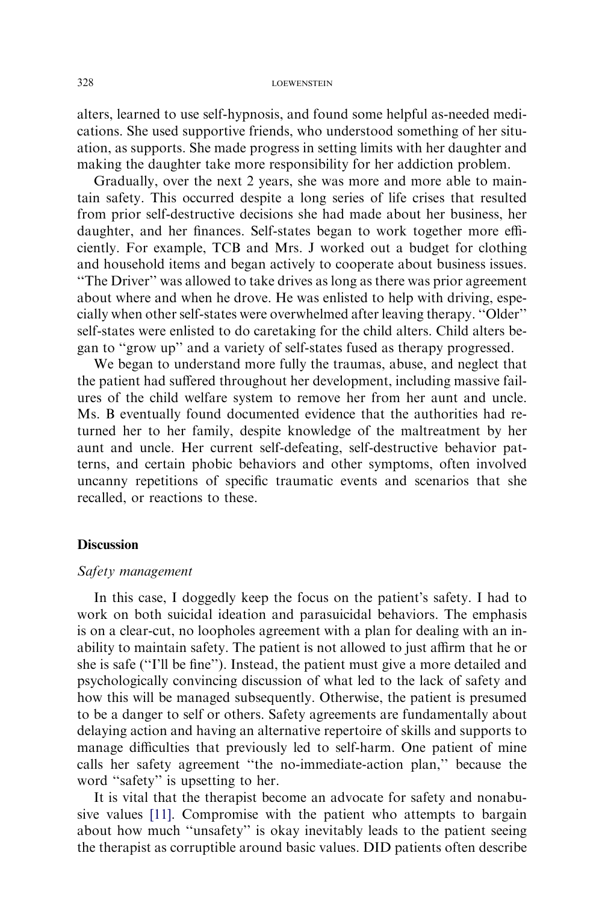alters, learned to use self-hypnosis, and found some helpful as-needed medications. She used supportive friends, who understood something of her situation, as supports. She made progress in setting limits with her daughter and making the daughter take more responsibility for her addiction problem.

Gradually, over the next 2 years, she was more and more able to maintain safety. This occurred despite a long series of life crises that resulted from prior self-destructive decisions she had made about her business, her daughter, and her finances. Self-states began to work together more efficiently. For example, TCB and Mrs. J worked out a budget for clothing and household items and began actively to cooperate about business issues. "The Driver" was allowed to take drives as long as there was prior agreement about where and when he drove. He was enlisted to help with driving, especially when other self-states were overwhelmed after leaving therapy. "Older" self-states were enlisted to do caretaking for the child alters. Child alters began to "grow up" and a variety of self-states fused as therapy progressed.

We began to understand more fully the traumas, abuse, and neglect that the patient had suffered throughout her development, including massive failures of the child welfare system to remove her from her aunt and uncle. Ms. B eventually found documented evidence that the authorities had returned her to her family, despite knowledge of the maltreatment by her aunt and uncle. Her current self-defeating, self-destructive behavior patterns, and certain phobic behaviors and other symptoms, often involved uncanny repetitions of specific traumatic events and scenarios that she recalled, or reactions to these.

## Discussion

### *Safety management*

In this case, I doggedly keep the focus on the patient's safety. I had to work on both suicidal ideation and parasuicidal behaviors. The emphasis is on a clear-cut, no loopholes agreement with a plan for dealing with an inability to maintain safety. The patient is not allowed to just affirm that he or she is safe ("I'll be fine"). Instead, the patient must give a more detailed and psychologically convincing discussion of what led to the lack of safety and how this will be managed subsequently. Otherwise, the patient is presumed to be a danger to self or others. Safety agreements are fundamentally about delaying action and having an alternative repertoire of skills and supports to manage difficulties that previously led to self-harm. One patient of mine calls her safety agreement "the no-immediate-action plan," because the word "safety" is upsetting to her.

It is vital that the therapist become an advocate for safety and nonabusive values [11]. Compromise with the patient who attempts to bargain about how much "unsafety" is okay inevitably leads to the patient seeing the therapist as corruptible around basic values. DID patients often describe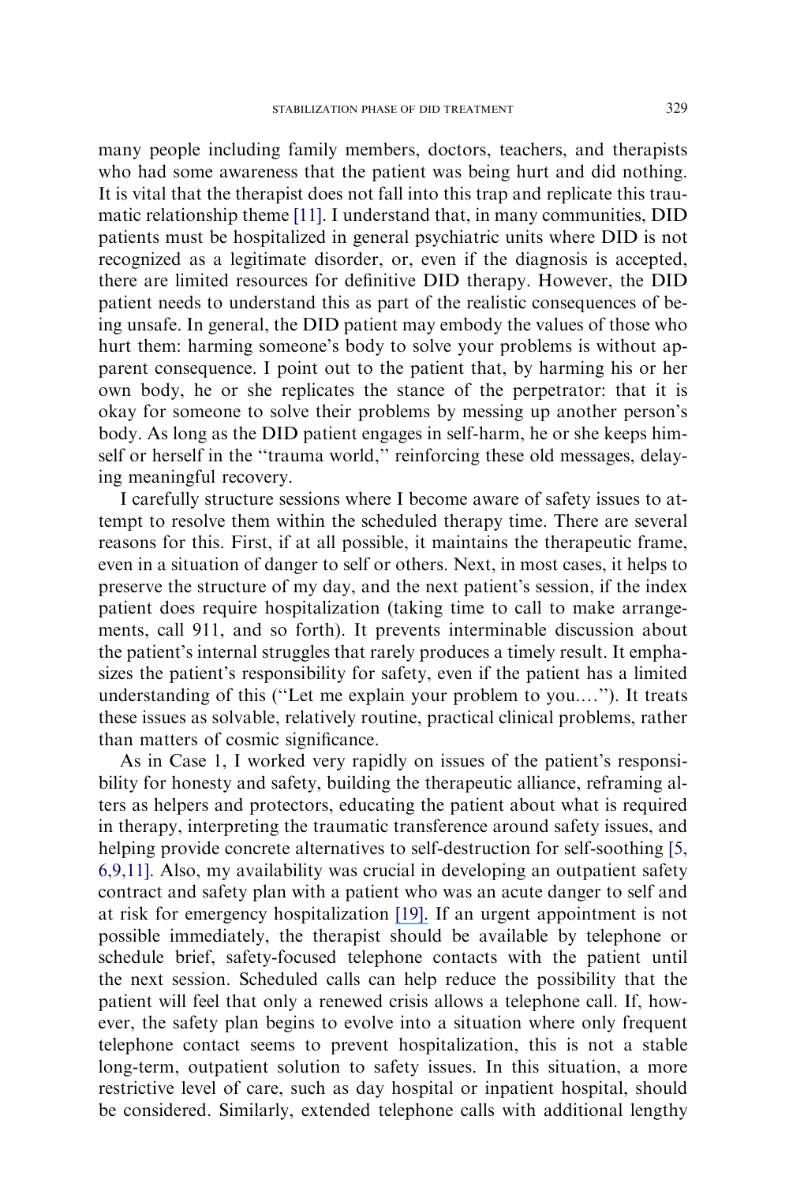many people including family members, doctors, teachers, and therapists who had some awareness that the patient was being hurt and did nothing. It is vital that the therapist does not fall into this trap and replicate this traumatic relationship theme [11]. I understand that, in many communities, DID patients must be hospitalized in general psychiatric units where DID is not recognized as a legitimate disorder, or, even if the diagnosis is accepted, there are limited resources for definitive DID therapy. However, the DID patient needs to understand this as part of the realistic consequences of being unsafe. In general, the DID patient may embody the values of those who hurt them: harming someone's body to solve your problems is without apparent consequence. I point out to the patient that, by harming his or her own body, he or she replicates the stance of the perpetrator: that it is okay for someone to solve their problems by messing up another person's body. As long as the DID patient engages in self-harm, he or she keeps himself or herself in the "trauma world," reinforcing these old messages, delaying meaningful recovery.

I carefully structure sessions where I become aware of safety issues to attempt to resolve them within the scheduled therapy time. There are several reasons for this. First, if at all possible, it maintains the therapeutic frame, even in a situation of danger to self or others. Next, in most cases, it helps to preserve the structure of my day, and the next patient's session, if the index patient does require hospitalization (taking time to call to make arrangements, call 911, and so forth). It prevents interminable discussion about the patient's internal struggles that rarely produces a timely result. It emphasizes the patient's responsibility for safety, even if the patient has a limited understanding of this ("Let me explain your problem to you...."). It treats these issues as solvable, relatively routine, practical clinical problems, rather than matters of cosmic significance.

As in Case 1, I worked very rapidly on issues of the patient's responsibility for honesty and safety, building the therapeutic alliance, reframing alters as helpers and protectors, educating the patient about what is required in therapy, interpreting the traumatic transference around safety issues, and helping provide concrete alternatives to self-destruction for self-soothing [5,6,9,11]. Also, my availability was crucial in developing an outpatient safety contract and safety plan with a patient who was an acute danger to self and at risk for emergency hospitalization [19]. If an urgent appointment is not possible immediately, the therapist should be available by telephone or schedule brief, safety-focused telephone contacts with the patient until the next session. Scheduled calls can help reduce the possibility that the patient will feel that only a renewed crisis allows a telephone call. If, however, the safety plan begins to evolve into a situation where only frequent telephone contact seems to prevent hospitalization, this is not a stable long-term, outpatient solution to safety issues. In this situation, a more restrictive level of care, such as day hospital or inpatient hospital, should be considered. Similarly, extended telephone calls with additional lengthy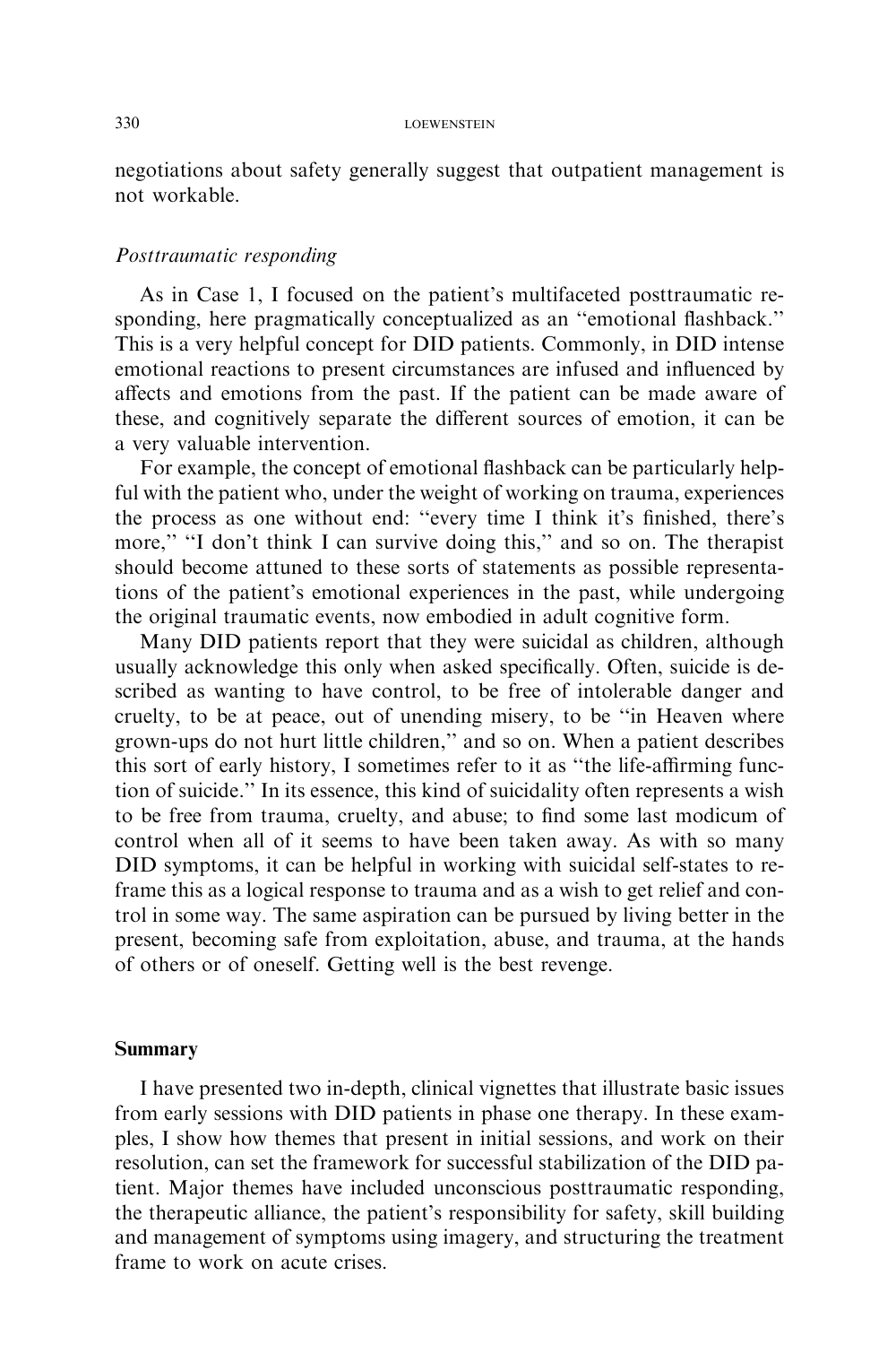negotiations about safety generally suggest that outpatient management is not workable.

### *Posttraumatic responding*

As in Case 1, I focused on the patient's multifaceted posttraumatic responding, here pragmatically conceptualized as an "emotional flashback." This is a very helpful concept for DID patients. Commonly, in DID intense emotional reactions to present circumstances are infused and influenced by affects and emotions from the past. If the patient can be made aware of these, and cognitively separate the different sources of emotion, it can be a very valuable intervention.

For example, the concept of emotional flashback can be particularly helpful with the patient who, under the weight of working on trauma, experiences the process as one without end: "every time I think it's finished, there's more," "I don't think I can survive doing this," and so on. The therapist should become attuned to these sorts of statements as possible representations of the patient's emotional experiences in the past, while undergoing the original traumatic events, now embodied in adult cognitive form.

Many DID patients report that they were suicidal as children, although usually acknowledge this only when asked specifically. Often, suicide is described as wanting to have control, to be free of intolerable danger and cruelty, to be at peace, out of unending misery, to be "in Heaven where grown-ups do not hurt little children," and so on. When a patient describes this sort of early history, I sometimes refer to it as "the life-affirming function of suicide." In its essence, this kind of suicidality often represents a wish to be free from trauma, cruelty, and abuse; to find some last modicum of control when all of it seems to have been taken away. As with so many DID symptoms, it can be helpful in working with suicidal self-states to reframe this as a logical response to trauma and as a wish to get relief and control in some way. The same aspiration can be pursued by living better in the present, becoming safe from exploitation, abuse, and trauma, at the hands of others or of oneself. Getting well is the best revenge.

## Summary

I have presented two in-depth, clinical vignettes that illustrate basic issues from early sessions with DID patients in phase one therapy. In these examples, I show how themes that present in initial sessions, and work on their resolution, can set the framework for successful stabilization of the DID patient. Major themes have included unconscious posttraumatic responding, the therapeutic alliance, the patient's responsibility for safety, skill building and management of symptoms using imagery, and structuring the treatment frame to work on acute crises.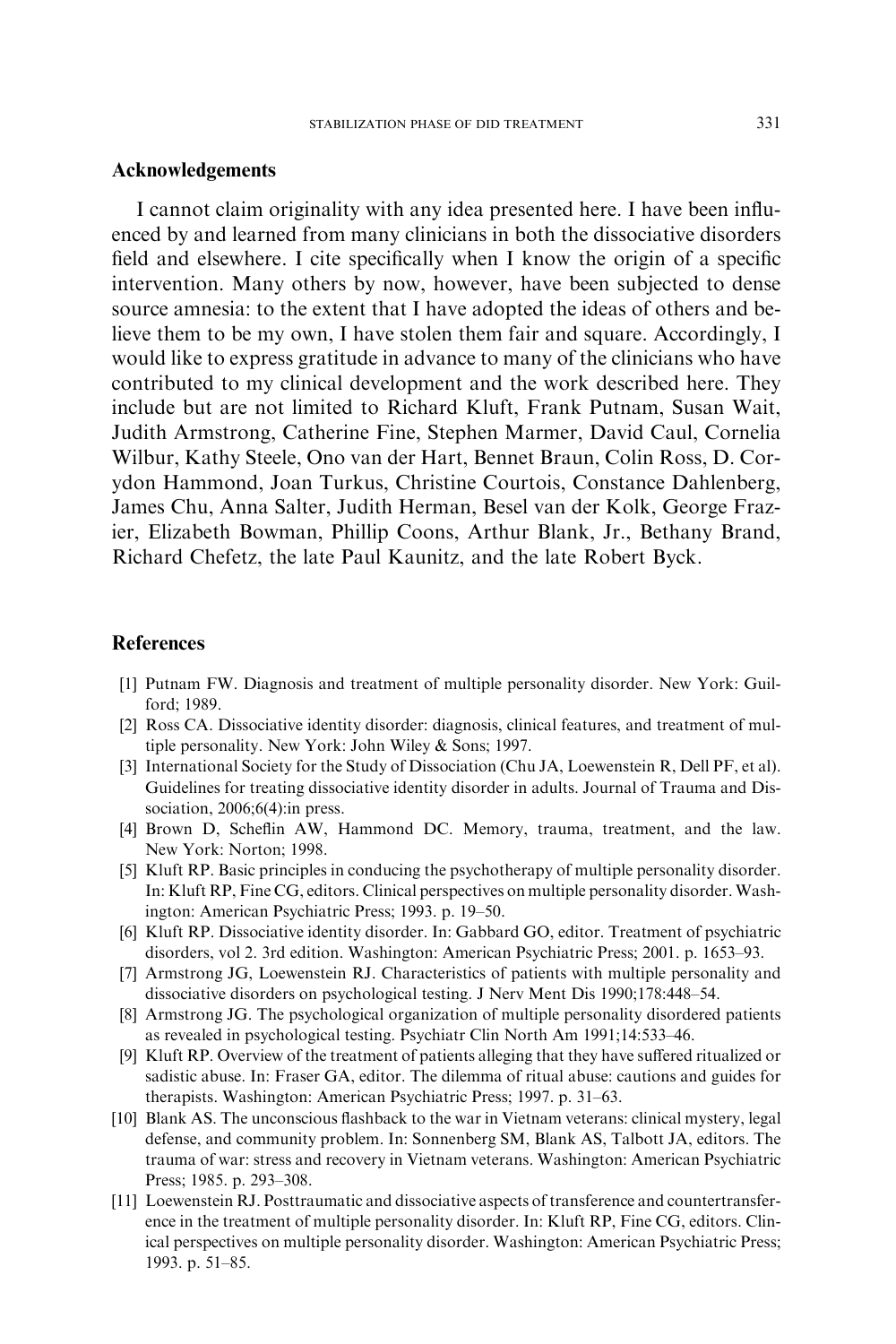## Acknowledgements

I cannot claim originality with any idea presented here. I have been influenced by and learned from many clinicians in both the dissociative disorders field and elsewhere. I cite specifically when I know the origin of a specific intervention. Many others by now, however, have been subjected to dense source amnesia: to the extent that I have adopted the ideas of others and believe them to be my own, I have stolen them fair and square. Accordingly, I would like to express gratitude in advance to many of the clinicians who have contributed to my clinical development and the work described here. They include but are not limited to Richard Kluft, Frank Putnam, Susan Wait, Judith Armstrong, Catherine Fine, Stephen Marmer, David Caul, Cornelia Wilbur, Kathy Steele, Ono van der Hart, Bennet Braun, Colin Ross, D. Corydon Hammond, Joan Turkus, Christine Courtois, Constance Dahlenberg, James Chu, Anna Salter, Judith Herman, Besel van der Kolk, George Frazier, Elizabeth Bowman, Phillip Coons, Arthur Blank, Jr., Bethany Brand, Richard Chefetz, the late Paul Kaunitz, and the late Robert Byck.

## References

[1] Putnam FW. Diagnosis and treatment of multiple personality disorder. New York: Guilford; 1989.

[2] Ross CA. Dissociative identity disorder: diagnosis, clinical features, and treatment of multiple personality. New York: John Wiley & Sons; 1997.

[3] International Society for the Study of Dissociation (Chu JA, Loewenstein R, Dell PF, et al). Guidelines for treating dissociative identity disorder in adults. Journal of Trauma and Dissociation, 2006;6(4):in press.

[4] Brown D, Scheflin AW, Hammond DC. Memory, trauma, treatment, and the law. New York: Norton; 1998.

[5] Kluft RP. Basic principles in conducing the psychotherapy of multiple personality disorder. In: Kluft RP, Fine CG, editors. Clinical perspectives on multiple personality disorder. Washington: American Psychiatric Press; 1993. p. 19–50.

[6] Kluft RP. Dissociative identity disorder. In: Gabbard GO, editor. Treatment of psychiatric disorders, vol 2. 3rd edition. Washington: American Psychiatric Press; 2001. p. 1653–93.

[7] Armstrong JG, Loewenstein RJ. Characteristics of patients with multiple personality and dissociative disorders on psychological testing. J Nerv Ment Dis 1990;178:448–54.

[8] Armstrong JG. The psychological organization of multiple personality disordered patients as revealed in psychological testing. Psychiatr Clin North Am 1991;14:533–46.

[9] Kluft RP. Overview of the treatment of patients alleging that they have suffered ritualized or sadistic abuse. In: Fraser GA, editor. The dilemma of ritual abuse: cautions and guides for therapists. Washington: American Psychiatric Press; 1997. p. 31–63.

[10] Blank AS. The unconscious flashback to the war in Vietnam veterans: clinical mystery, legal defense, and community problem. In: Sonnenberg SM, Blank AS, Talbott JA, editors. The trauma of war: stress and recovery in Vietnam veterans. Washington: American Psychiatric Press; 1985. p. 293–308.

[11] Loewenstein RJ. Posttraumatic and dissociative aspects of transference and countertransference in the treatment of multiple personality disorder. In: Kluft RP, Fine CG, editors. Clinical perspectives on multiple personality disorder. Washington: American Psychiatric Press; 1993. p. 51–85.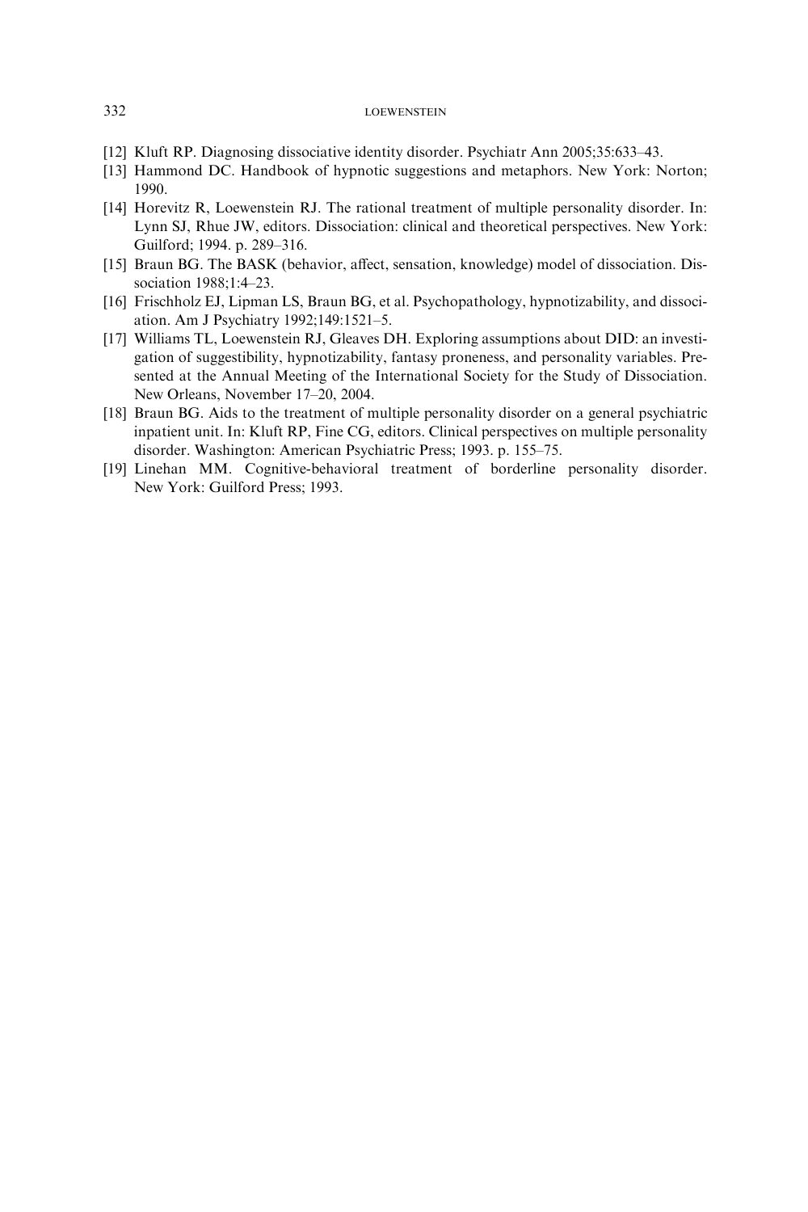[12] Kluft RP. Diagnosing dissociative identity disorder. Psychiatr Ann 2005;35:633–43.

[13] Hammond DC. Handbook of hypnotic suggestions and metaphors. New York: Norton; 1990.

[14] Horevitz R, Loewenstein RJ. The rational treatment of multiple personality disorder. In: Lynn SJ, Rhue JW, editors. Dissociation: clinical and theoretical perspectives. New York: Guilford; 1994. p. 289–316.

[15] Braun BG. The BASK (behavior, affect, sensation, knowledge) model of dissociation. Dissociation 1988;1:4–23.

[16] Frischholz EJ, Lipman LS, Braun BG, et al. Psychopathology, hypnotizability, and dissociation. Am J Psychiatry 1992;149:1521–5.

[17] Williams TL, Loewenstein RJ, Gleaves DH. Exploring assumptions about DID: an investigation of suggestibility, hypnotizability, fantasy proneness, and personality variables. Presented at the Annual Meeting of the International Society for the Study of Dissociation. New Orleans, November 17–20, 2004.

[18] Braun BG. Aids to the treatment of multiple personality disorder on a general psychiatric inpatient unit. In: Kluft RP, Fine CG, editors. Clinical perspectives on multiple personality disorder. Washington: American Psychiatric Press; 1993. p. 155–75.

[19] Linehan MM. Cognitive-behavioral treatment of borderline personality disorder. New York: Guilford Press; 1993.